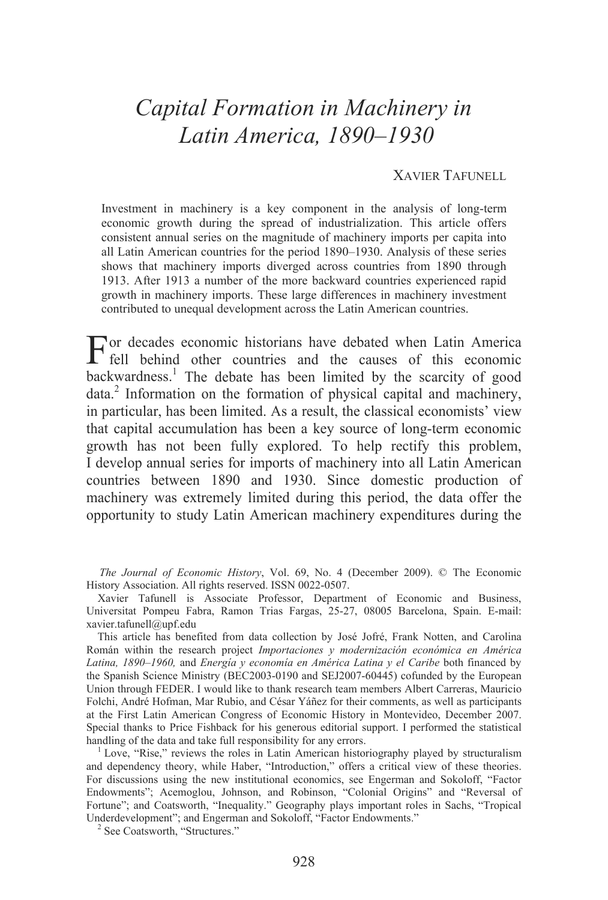# *Capital Formation in Machinery in Latin America, 1890–1930*

XAVIER TAFUNELL

Investment in machinery is a key component in the analysis of long-term economic growth during the spread of industrialization. This article offers consistent annual series on the magnitude of machinery imports per capita into all Latin American countries for the period 1890–1930. Analysis of these series shows that machinery imports diverged across countries from 1890 through 1913. After 1913 a number of the more backward countries experienced rapid growth in machinery imports. These large differences in machinery investment contributed to unequal development across the Latin American countries.

For decades economic historians have debated when Latin America fell behind other countries and the causes of this economic backwardness.[1] The debate has been limited by the scarcity of good data.[2] Information on the formation of physical capital and machinery, in particular, has been limited. As a result, the classical economists' view that capital accumulation has been a key source of long-term economic growth has not been fully explored. To help rectify this problem, I develop annual series for imports of machinery into all Latin American countries between 1890 and 1930. Since domestic production of machinery was extremely limited during this period, the data offer the opportunity to study Latin American machinery expenditures during the

---

*The Journal of Economic History*, Vol. 69, No. 4 (December 2009). © The Economic History Association. All rights reserved. ISSN 0022-0507.

Xavier Tafunell is Associate Professor, Department of Economic and Business, Universitat Pompeu Fabra, Ramon Trias Fargas, 25-27, 08005 Barcelona, Spain. E-mail: xavier.tafunell@upf.edu

This article has benefited from data collection by José Jofré, Frank Notten, and Carolina Román within the research project *Importaciones y modernización económica en América Latina, 1890–1960,* and *Energía y economía en América Latina y el Caribe* both financed by the Spanish Science Ministry (BEC2003-0190 and SEJ2007-60445) cofunded by the European Union through FEDER. I would like to thank research team members Albert Carreras, Mauricio Folchi, André Hofman, Mar Rubio, and César Yáñez for their comments, as well as participants at the First Latin American Congress of Economic History in Montevideo, December 2007. Special thanks to Price Fishback for his generous editorial support. I performed the statistical handling of the data and take full responsibility for any errors.

[1] Love, "Rise," reviews the roles in Latin American historiography played by structuralism and dependency theory, while Haber, "Introduction," offers a critical view of these theories. For discussions using the new institutional economics, see Engerman and Sokoloff, "Factor Endowments"; Acemoglou, Johnson, and Robinson, "Colonial Origins" and "Reversal of Fortune"; and Coatsworth, "Inequality." Geography plays important roles in Sachs, "Tropical Underdevelopment"; and Engerman and Sokoloff, "Factor Endowments."

[2] See Coatsworth, "Structures."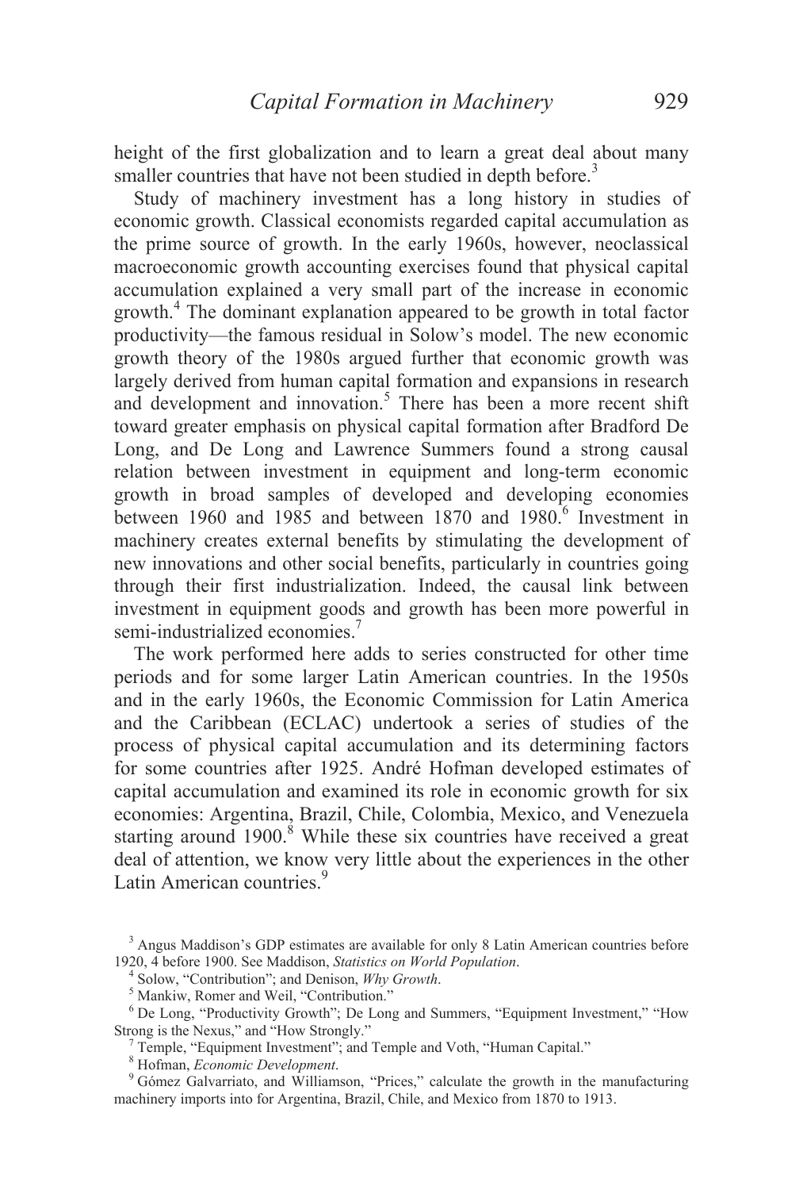height of the first globalization and to learn a great deal about many smaller countries that have not been studied in depth before.[3]

Study of machinery investment has a long history in studies of economic growth. Classical economists regarded capital accumulation as the prime source of growth. In the early 1960s, however, neoclassical macroeconomic growth accounting exercises found that physical capital accumulation explained a very small part of the increase in economic growth.[4] The dominant explanation appeared to be growth in total factor productivity—the famous residual in Solow's model. The new economic growth theory of the 1980s argued further that economic growth was largely derived from human capital formation and expansions in research and development and innovation.[5] There has been a more recent shift toward greater emphasis on physical capital formation after Bradford De Long, and De Long and Lawrence Summers found a strong causal relation between investment in equipment and long-term economic growth in broad samples of developed and developing economies between 1960 and 1985 and between 1870 and 1980.[6] Investment in machinery creates external benefits by stimulating the development of new innovations and other social benefits, particularly in countries going through their first industrialization. Indeed, the causal link between investment in equipment goods and growth has been more powerful in semi-industrialized economies.[7]

The work performed here adds to series constructed for other time periods and for some larger Latin American countries. In the 1950s and in the early 1960s, the Economic Commission for Latin America and the Caribbean (ECLAC) undertook a series of studies of the process of physical capital accumulation and its determining factors for some countries after 1925. André Hofman developed estimates of capital accumulation and examined its role in economic growth for six economies: Argentina, Brazil, Chile, Colombia, Mexico, and Venezuela starting around 1900.[8] While these six countries have received a great deal of attention, we know very little about the experiences in the other Latin American countries.[9]

[3] Angus Maddison's GDP estimates are available for only 8 Latin American countries before 1920, 4 before 1900. See Maddison, *Statistics on World Population*.

[4] Solow, "Contribution"; and Denison, *Why Growth*.

[5] Mankiw, Romer and Weil, "Contribution."

[6] De Long, "Productivity Growth"; De Long and Summers, "Equipment Investment," "How Strong is the Nexus," and "How Strongly."

[7] Temple, "Equipment Investment"; and Temple and Voth, "Human Capital."

[8] Hofman, *Economic Development*.

[9] Gómez Galvarriato, and Williamson, "Prices," calculate the growth in the manufacturing machinery imports into for Argentina, Brazil, Chile, and Mexico from 1870 to 1913.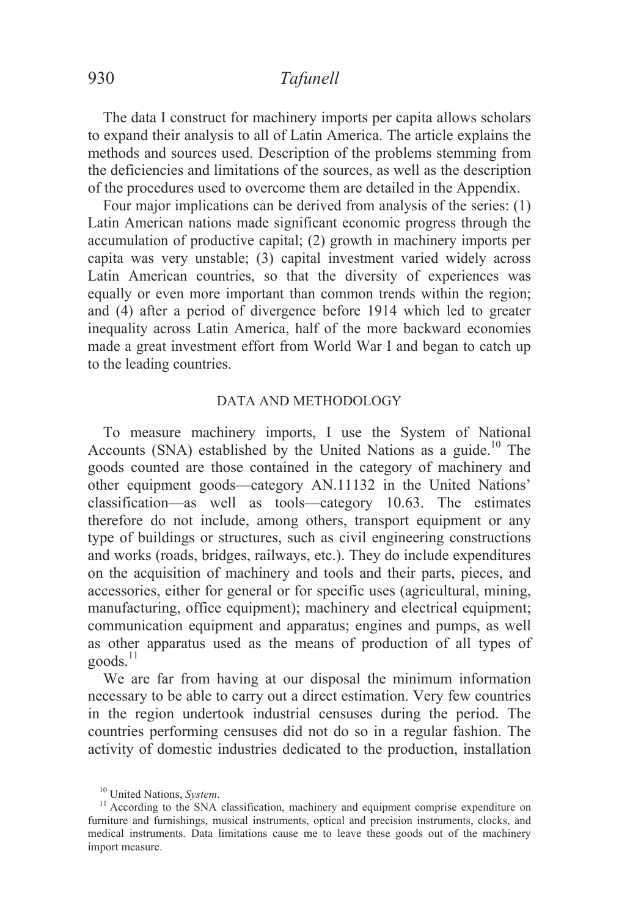The data I construct for machinery imports per capita allows scholars to expand their analysis to all of Latin America. The article explains the methods and sources used. Description of the problems stemming from the deficiencies and limitations of the sources, as well as the description of the procedures used to overcome them are detailed in the Appendix.

Four major implications can be derived from analysis of the series: (1) Latin American nations made significant economic progress through the accumulation of productive capital; (2) growth in machinery imports per capita was very unstable; (3) capital investment varied widely across Latin American countries, so that the diversity of experiences was equally or even more important than common trends within the region; and (4) after a period of divergence before 1914 which led to greater inequality across Latin America, half of the more backward economies made a great investment effort from World War I and began to catch up to the leading countries.

## DATA AND METHODOLOGY

To measure machinery imports, I use the System of National Accounts (SNA) established by the United Nations as a guide.[10] The goods counted are those contained in the category of machinery and other equipment goods—category AN.11132 in the United Nations' classification—as well as tools—category 10.63. The estimates therefore do not include, among others, transport equipment or any type of buildings or structures, such as civil engineering constructions and works (roads, bridges, railways, etc.). They do include expenditures on the acquisition of machinery and tools and their parts, pieces, and accessories, either for general or for specific uses (agricultural, mining, manufacturing, office equipment); machinery and electrical equipment; communication equipment and apparatus; engines and pumps, as well as other apparatus used as the means of production of all types of goods.[11]

We are far from having at our disposal the minimum information necessary to be able to carry out a direct estimation. Very few countries in the region undertook industrial censuses during the period. The countries performing censuses did not do so in a regular fashion. The activity of domestic industries dedicated to the production, installation

[10] United Nations, *System*.

[11] According to the SNA classification, machinery and equipment comprise expenditure on furniture and furnishings, musical instruments, optical and precision instruments, clocks, and medical instruments. Data limitations cause me to leave these goods out of the machinery import measure.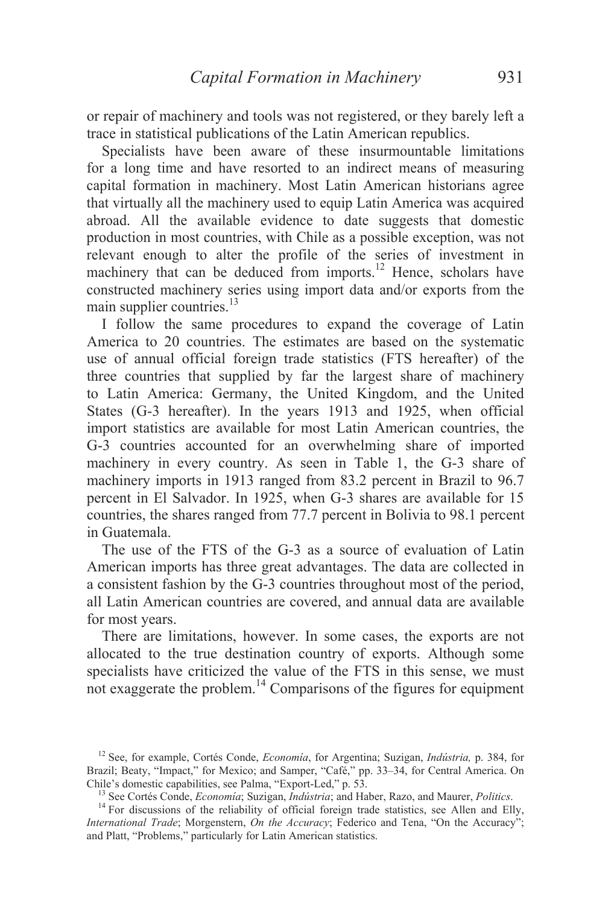or repair of machinery and tools was not registered, or they barely left a trace in statistical publications of the Latin American republics.

Specialists have been aware of these insurmountable limitations for a long time and have resorted to an indirect means of measuring capital formation in machinery. Most Latin American historians agree that virtually all the machinery used to equip Latin America was acquired abroad. All the available evidence to date suggests that domestic production in most countries, with Chile as a possible exception, was not relevant enough to alter the profile of the series of investment in machinery that can be deduced from imports.[12] Hence, scholars have constructed machinery series using import data and/or exports from the main supplier countries.[13]

I follow the same procedures to expand the coverage of Latin America to 20 countries. The estimates are based on the systematic use of annual official foreign trade statistics (FTS hereafter) of the three countries that supplied by far the largest share of machinery to Latin America: Germany, the United Kingdom, and the United States (G-3 hereafter). In the years 1913 and 1925, when official import statistics are available for most Latin American countries, the G-3 countries accounted for an overwhelming share of imported machinery in every country. As seen in Table 1, the G-3 share of machinery imports in 1913 ranged from 83.2 percent in Brazil to 96.7 percent in El Salvador. In 1925, when G-3 shares are available for 15 countries, the shares ranged from 77.7 percent in Bolivia to 98.1 percent in Guatemala.

The use of the FTS of the G-3 as a source of evaluation of Latin American imports has three great advantages. The data are collected in a consistent fashion by the G-3 countries throughout most of the period, all Latin American countries are covered, and annual data are available for most years.

There are limitations, however. In some cases, the exports are not allocated to the true destination country of exports. Although some specialists have criticized the value of the FTS in this sense, we must not exaggerate the problem.[14] Comparisons of the figures for equipment

[12] See, for example, Cortés Conde, *Economía*, for Argentina; Suzigan, *Indústria,* p. 384, for Brazil; Beaty, "Impact," for Mexico; and Samper, "Café," pp. 33–34, for Central America. On Chile's domestic capabilities, see Palma, "Export-Led," p. 53.

[13] See Cortés Conde, *Economía*; Suzigan, *Indústria*; and Haber, Razo, and Maurer, *Politics.*

[14] For discussions of the reliability of official foreign trade statistics, see Allen and Elly, *International Trade*; Morgenstern, *On the Accuracy*; Federico and Tena, "On the Accuracy"; and Platt, "Problems," particularly for Latin American statistics.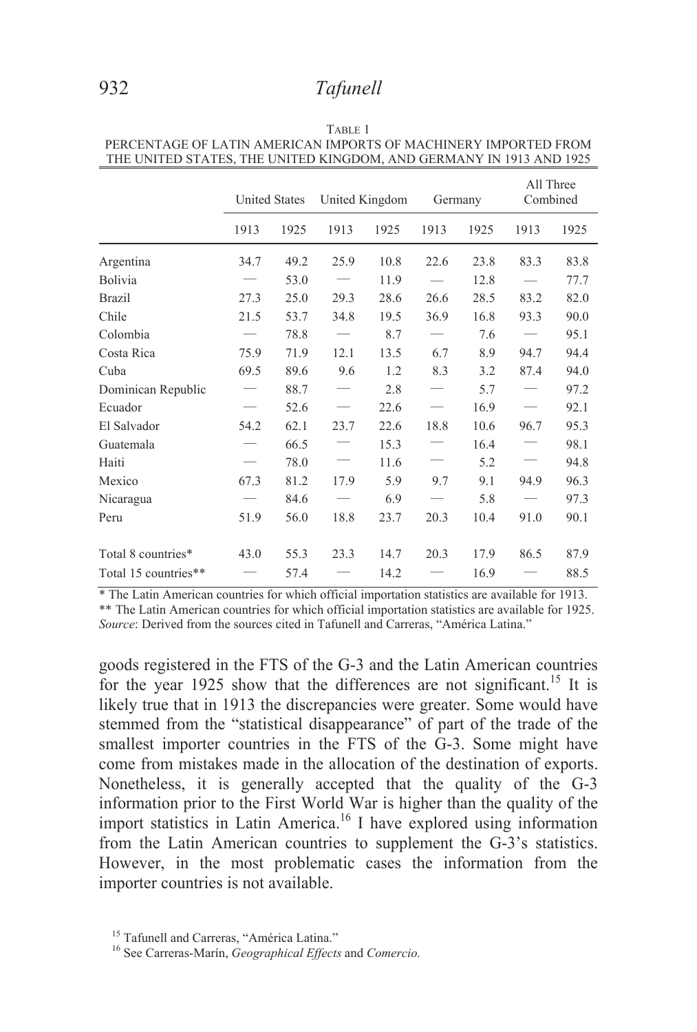TABLE 1
PERCENTAGE OF LATIN AMERICAN IMPORTS OF MACHINERY IMPORTED FROM THE UNITED STATES, THE UNITED KINGDOM, AND GERMANY IN 1913 AND 1925

| | United States | | United Kingdom | | Germany | | All Three Combined | |
|---|---|---|---|---|---|---|---|---|
| | 1913 | 1925 | 1913 | 1925 | 1913 | 1925 | 1913 | 1925 |
| Argentina | 34.7 | 49.2 | 25.9 | 10.8 | 22.6 | 23.8 | 83.3 | 83.8 |
| Bolivia | — | 53.0 | — | 11.9 | — | 12.8 | — | 77.7 |
| Brazil | 27.3 | 25.0 | 29.3 | 28.6 | 26.6 | 28.5 | 83.2 | 82.0 |
| Chile | 21.5 | 53.7 | 34.8 | 19.5 | 36.9 | 16.8 | 93.3 | 90.0 |
| Colombia | — | 78.8 | — | 8.7 | — | 7.6 | — | 95.1 |
| Costa Rica | 75.9 | 71.9 | 12.1 | 13.5 | 6.7 | 8.9 | 94.7 | 94.4 |
| Cuba | 69.5 | 89.6 | 9.6 | 1.2 | 8.3 | 3.2 | 87.4 | 94.0 |
| Dominican Republic | — | 88.7 | — | 2.8 | — | 5.7 | — | 97.2 |
| Ecuador | — | 52.6 | — | 22.6 | — | 16.9 | — | 92.1 |
| El Salvador | 54.2 | 62.1 | 23.7 | 22.6 | 18.8 | 10.6 | 96.7 | 95.3 |
| Guatemala | — | 66.5 | — | 15.3 | — | 16.4 | — | 98.1 |
| Haiti | — | 78.0 | — | 11.6 | — | 5.2 | — | 94.8 |
| Mexico | 67.3 | 81.2 | 17.9 | 5.9 | 9.7 | 9.1 | 94.9 | 96.3 |
| Nicaragua | — | 84.6 | — | 6.9 | — | 5.8 | — | 97.3 |
| Peru | 51.9 | 56.0 | 18.8 | 23.7 | 20.3 | 10.4 | 91.0 | 90.1 |
| Total 8 countries* | 43.0 | 55.3 | 23.3 | 14.7 | 20.3 | 17.9 | 86.5 | 87.9 |
| Total 15 countries** | — | 57.4 | — | 14.2 | — | 16.9 | — | 88.5 |

\* The Latin American countries for which official importation statistics are available for 1913.
\*\* The Latin American countries for which official importation statistics are available for 1925.
*Source*: Derived from the sources cited in Tafunell and Carreras, "América Latina."

goods registered in the FTS of the G-3 and the Latin American countries for the year 1925 show that the differences are not significant.[15] It is likely true that in 1913 the discrepancies were greater. Some would have stemmed from the "statistical disappearance" of part of the trade of the smallest importer countries in the FTS of the G-3. Some might have come from mistakes made in the allocation of the destination of exports. Nonetheless, it is generally accepted that the quality of the G-3 information prior to the First World War is higher than the quality of the import statistics in Latin America.[16] I have explored using information from the Latin American countries to supplement the G-3's statistics. However, in the most problematic cases the information from the importer countries is not available.

[15] Tafunell and Carreras, "América Latina."
[16] See Carreras-Marín, *Geographical Effects* and *Comercio.*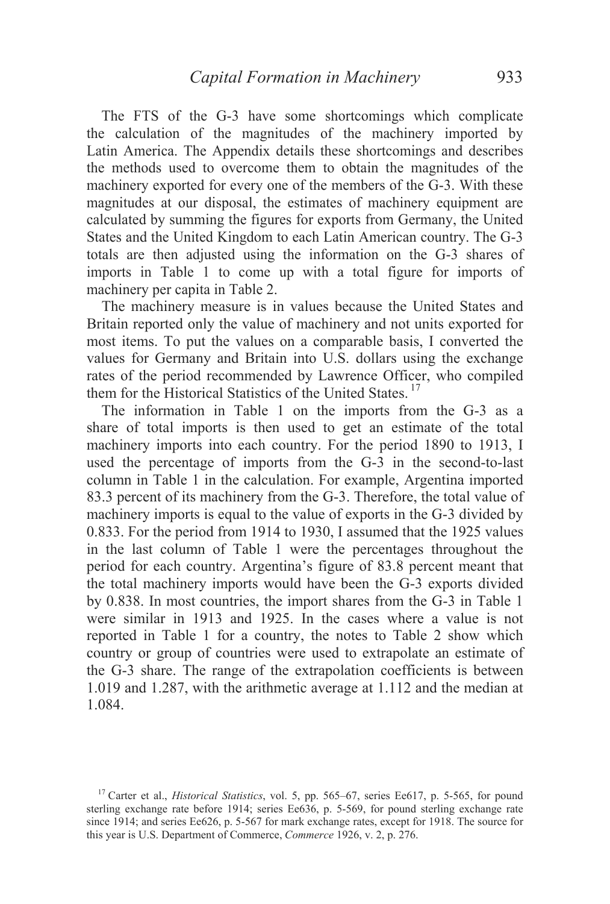The FTS of the G-3 have some shortcomings which complicate the calculation of the magnitudes of the machinery imported by Latin America. The Appendix details these shortcomings and describes the methods used to overcome them to obtain the magnitudes of the machinery exported for every one of the members of the G-3. With these magnitudes at our disposal, the estimates of machinery equipment are calculated by summing the figures for exports from Germany, the United States and the United Kingdom to each Latin American country. The G-3 totals are then adjusted using the information on the G-3 shares of imports in Table 1 to come up with a total figure for imports of machinery per capita in Table 2.

The machinery measure is in values because the United States and Britain reported only the value of machinery and not units exported for most items. To put the values on a comparable basis, I converted the values for Germany and Britain into U.S. dollars using the exchange rates of the period recommended by Lawrence Officer, who compiled them for the Historical Statistics of the United States.[17]

The information in Table 1 on the imports from the G-3 as a share of total imports is then used to get an estimate of the total machinery imports into each country. For the period 1890 to 1913, I used the percentage of imports from the G-3 in the second-to-last column in Table 1 in the calculation. For example, Argentina imported 83.3 percent of its machinery from the G-3. Therefore, the total value of machinery imports is equal to the value of exports in the G-3 divided by 0.833. For the period from 1914 to 1930, I assumed that the 1925 values in the last column of Table 1 were the percentages throughout the period for each country. Argentina's figure of 83.8 percent meant that the total machinery imports would have been the G-3 exports divided by 0.838. In most countries, the import shares from the G-3 in Table 1 were similar in 1913 and 1925. In the cases where a value is not reported in Table 1 for a country, the notes to Table 2 show which country or group of countries were used to extrapolate an estimate of the G-3 share. The range of the extrapolation coefficients is between 1.019 and 1.287, with the arithmetic average at 1.112 and the median at 1.084.

[17] Carter et al., *Historical Statistics*, vol. 5, pp. 565–67, series Ee617, p. 5-565, for pound sterling exchange rate before 1914; series Ee636, p. 5-569, for pound sterling exchange rate since 1914; and series Ee626, p. 5-567 for mark exchange rates, except for 1918. The source for this year is U.S. Department of Commerce, *Commerce* 1926, v. 2, p. 276.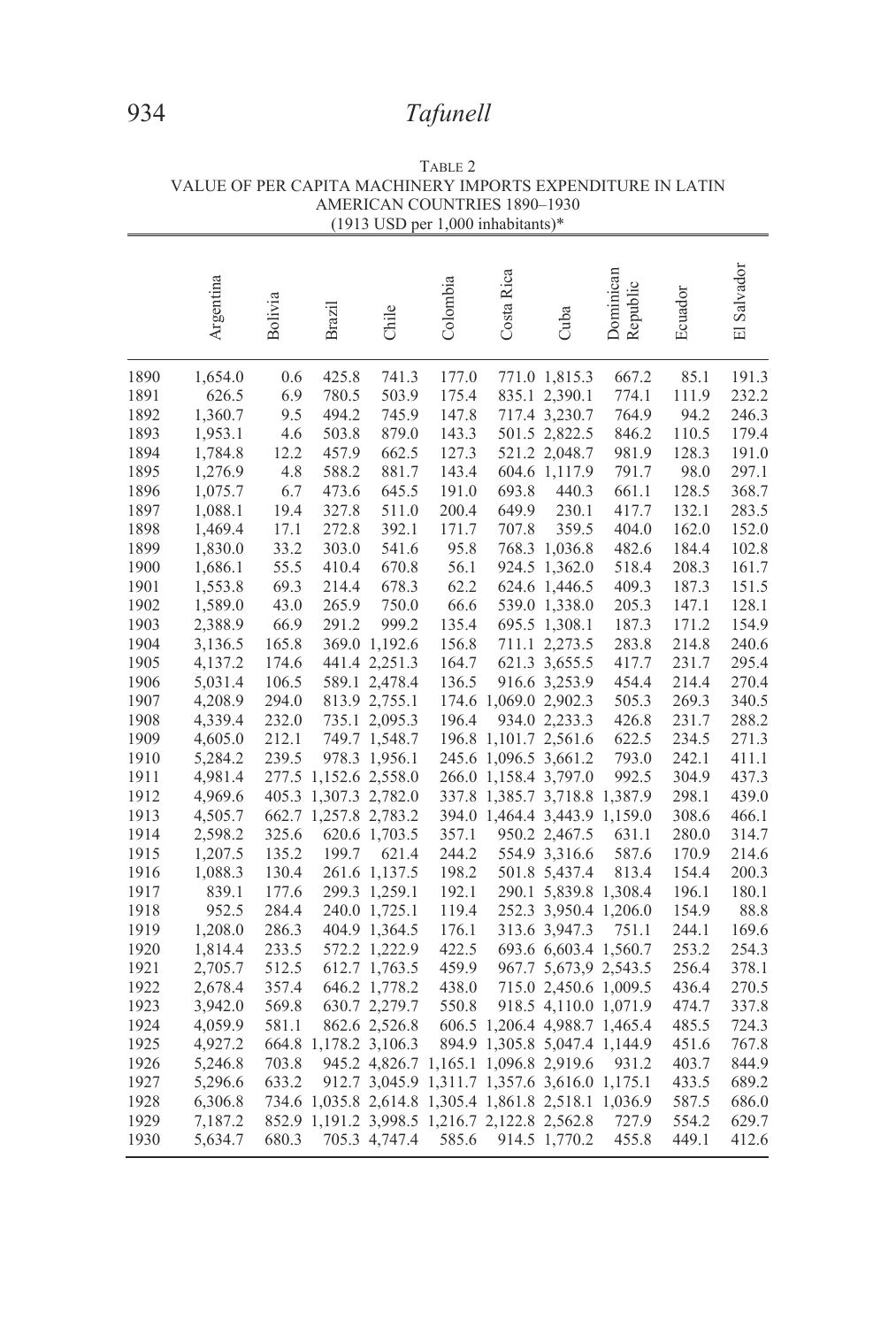TABLE 2
VALUE OF PER CAPITA MACHINERY IMPORTS EXPENDITURE IN LATIN AMERICAN COUNTRIES 1890–1930
(1913 USD per 1,000 inhabitants)*

| | Argentina | Bolivia | Brazil | Chile | Colombia | Costa Rica | Cuba | Dominican Republic | Ecuador | El Salvador |
|---|---|---|---|---|---|---|---|---|---|---|
| 1890 | 1,654.0 | 0.6 | 425.8 | 741.3 | 177.0 | 771.0 | 1,815.3 | 667.2 | 85.1 | 191.3 |
| 1891 | 626.5 | 6.9 | 780.5 | 503.9 | 175.4 | 835.1 | 2,390.1 | 774.1 | 111.9 | 232.2 |
| 1892 | 1,360.7 | 9.5 | 494.2 | 745.9 | 147.8 | 717.4 | 3,230.7 | 764.9 | 94.2 | 246.3 |
| 1893 | 1,953.1 | 4.6 | 503.8 | 879.0 | 143.3 | 501.5 | 2,822.5 | 846.2 | 110.5 | 179.4 |
| 1894 | 1,784.8 | 12.2 | 457.9 | 662.5 | 127.3 | 521.2 | 2,048.7 | 981.9 | 128.3 | 191.0 |
| 1895 | 1,276.9 | 4.8 | 588.2 | 881.7 | 143.4 | 604.6 | 1,117.9 | 791.7 | 98.0 | 297.1 |
| 1896 | 1,075.7 | 6.7 | 473.6 | 645.5 | 191.0 | 693.8 | 440.3 | 661.1 | 128.5 | 368.7 |
| 1897 | 1,088.1 | 19.4 | 327.8 | 511.0 | 200.4 | 649.9 | 230.1 | 417.7 | 132.1 | 283.5 |
| 1898 | 1,469.4 | 17.1 | 272.8 | 392.1 | 171.7 | 707.8 | 359.5 | 404.0 | 162.0 | 152.0 |
| 1899 | 1,830.0 | 33.2 | 303.0 | 541.6 | 95.8 | 768.3 | 1,036.8 | 482.6 | 184.4 | 102.8 |
| 1900 | 1,686.1 | 55.5 | 410.4 | 670.8 | 56.1 | 924.5 | 1,362.0 | 518.4 | 208.3 | 161.7 |
| 1901 | 1,553.8 | 69.3 | 214.4 | 678.3 | 62.2 | 624.6 | 1,446.5 | 409.3 | 187.3 | 151.5 |
| 1902 | 1,589.0 | 43.0 | 265.9 | 750.0 | 66.6 | 539.0 | 1,338.0 | 205.3 | 147.1 | 128.1 |
| 1903 | 2,388.9 | 66.9 | 291.2 | 999.2 | 135.4 | 695.5 | 1,308.1 | 187.3 | 171.2 | 154.9 |
| 1904 | 3,136.5 | 165.8 | 369.0 | 1,192.6 | 156.8 | 711.1 | 2,273.5 | 283.8 | 214.8 | 240.6 |
| 1905 | 4,137.2 | 174.6 | 441.4 | 2,251.3 | 164.7 | 621.3 | 3,655.5 | 417.7 | 231.7 | 295.4 |
| 1906 | 5,031.4 | 106.5 | 589.1 | 2,478.4 | 136.5 | 916.6 | 3,253.9 | 454.4 | 214.4 | 270.4 |
| 1907 | 4,208.9 | 294.0 | 813.9 | 2,755.1 | 174.6 | 1,069.0 | 2,902.3 | 505.3 | 269.3 | 340.5 |
| 1908 | 4,339.4 | 232.0 | 735.1 | 2,095.3 | 196.4 | 934.0 | 2,233.3 | 426.8 | 231.7 | 288.2 |
| 1909 | 4,605.0 | 212.1 | 749.7 | 1,548.7 | 196.8 | 1,101.7 | 2,561.6 | 622.5 | 234.5 | 271.3 |
| 1910 | 5,284.2 | 239.5 | 978.3 | 1,956.1 | 245.6 | 1,096.5 | 3,661.2 | 793.0 | 242.1 | 411.1 |
| 1911 | 4,981.4 | 277.5 | 1,152.6 | 2,558.0 | 266.0 | 1,158.4 | 3,797.0 | 992.5 | 304.9 | 437.3 |
| 1912 | 4,969.6 | 405.3 | 1,307.3 | 2,782.0 | 337.8 | 1,385.7 | 3,718.8 | 1,387.9 | 298.1 | 439.0 |
| 1913 | 4,505.7 | 662.7 | 1,257.8 | 2,783.2 | 394.0 | 1,464.4 | 3,443.9 | 1,159.0 | 308.6 | 466.1 |
| 1914 | 2,598.2 | 325.6 | 620.6 | 1,703.5 | 357.1 | 950.2 | 2,467.5 | 631.1 | 280.0 | 314.7 |
| 1915 | 1,207.5 | 135.2 | 199.7 | 621.4 | 244.2 | 554.9 | 3,316.6 | 587.6 | 170.9 | 214.6 |
| 1916 | 1,088.3 | 130.4 | 261.6 | 1,137.5 | 198.2 | 501.8 | 5,437.4 | 813.4 | 154.4 | 200.3 |
| 1917 | 839.1 | 177.6 | 299.3 | 1,259.1 | 192.1 | 290.1 | 5,839.8 | 1,308.4 | 196.1 | 180.1 |
| 1918 | 952.5 | 284.4 | 240.0 | 1,725.1 | 119.4 | 252.3 | 3,950.4 | 1,206.0 | 154.9 | 88.8 |
| 1919 | 1,208.0 | 286.3 | 404.9 | 1,364.5 | 176.1 | 313.6 | 3,947.3 | 751.1 | 244.1 | 169.6 |
| 1920 | 1,814.4 | 233.5 | 572.2 | 1,222.9 | 422.5 | 693.6 | 6,603.4 | 1,560.7 | 253.2 | 254.3 |
| 1921 | 2,705.7 | 512.5 | 612.7 | 1,763.5 | 459.9 | 967.7 | 5,673,9 | 2,543.5 | 256.4 | 378.1 |
| 1922 | 2,678.4 | 357.4 | 646.2 | 1,778.2 | 438.0 | 715.0 | 2,450.6 | 1,009.5 | 436.4 | 270.5 |
| 1923 | 3,942.0 | 569.8 | 630.7 | 2,279.7 | 550.8 | 918.5 | 4,110.0 | 1,071.9 | 474.7 | 337.8 |
| 1924 | 4,059.9 | 581.1 | 862.6 | 2,526.8 | 606.5 | 1,206.4 | 4,988.7 | 1,465.4 | 485.5 | 724.3 |
| 1925 | 4,927.2 | 664.8 | 1,178.2 | 3,106.3 | 894.9 | 1,305.8 | 5,047.4 | 1,144.9 | 451.6 | 767.8 |
| 1926 | 5,246.8 | 703.8 | 945.2 | 4,826.7 | 1,165.1 | 1,096.8 | 2,919.6 | 931.2 | 403.7 | 844.9 |
| 1927 | 5,296.6 | 633.2 | 912.7 | 3,045.9 | 1,311.7 | 1,357.6 | 3,616.0 | 1,175.1 | 433.5 | 689.2 |
| 1928 | 6,306.8 | 734.6 | 1,035.8 | 2,614.8 | 1,305.4 | 1,861.8 | 2,518.1 | 1,036.9 | 587.5 | 686.0 |
| 1929 | 7,187.2 | 852.9 | 1,191.2 | 3,998.5 | 1,216.7 | 2,122.8 | 2,562.8 | 727.9 | 554.2 | 629.7 |
| 1930 | 5,634.7 | 680.3 | 705.3 | 4,747.4 | 585.6 | 914.5 | 1,770.2 | 455.8 | 449.1 | 412.6 |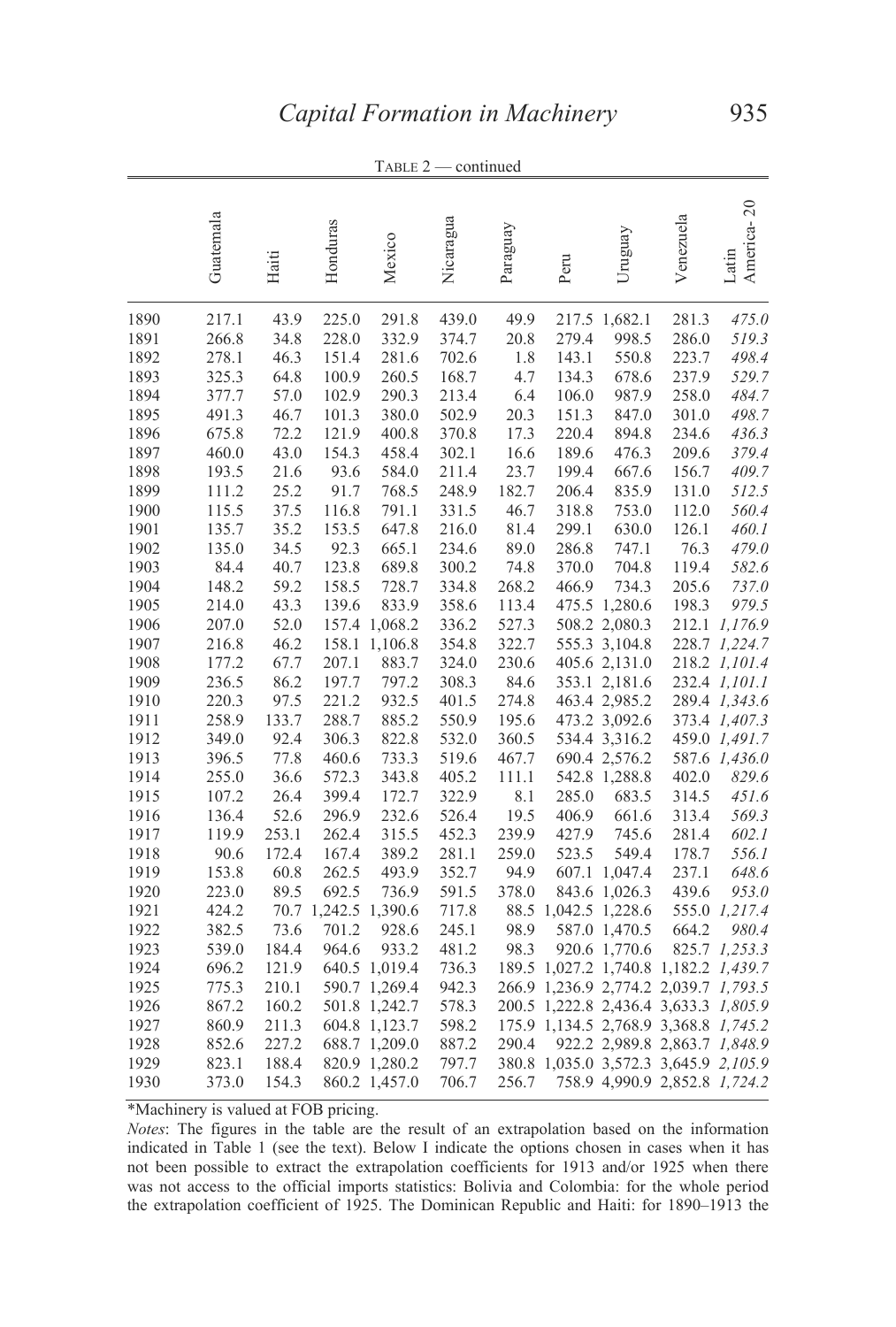TABLE 2 — continued

| | Guatemala | Haiti | Honduras | Mexico | Nicaragua | Paraguay | Peru | Uruguay | Venezuela | Latin America-20 |
|---|---|---|---|---|---|---|---|---|---|---|
| 1890 | 217.1 | 43.9 | 225.0 | 291.8 | 439.0 | 49.9 | 217.5 | 1,682.1 | 281.3 | *475.0* |
| 1891 | 266.8 | 34.8 | 228.0 | 332.9 | 374.7 | 20.8 | 279.4 | 998.5 | 286.0 | *519.3* |
| 1892 | 278.1 | 46.3 | 151.4 | 281.6 | 702.6 | 1.8 | 143.1 | 550.8 | 223.7 | *498.4* |
| 1893 | 325.3 | 64.8 | 100.9 | 260.5 | 168.7 | 4.7 | 134.3 | 678.6 | 237.9 | *529.7* |
| 1894 | 377.7 | 57.0 | 102.9 | 290.3 | 213.4 | 6.4 | 106.0 | 987.9 | 258.0 | *484.7* |
| 1895 | 491.3 | 46.7 | 101.3 | 380.0 | 502.9 | 20.3 | 151.3 | 847.0 | 301.0 | *498.7* |
| 1896 | 675.8 | 72.2 | 121.9 | 400.8 | 370.8 | 17.3 | 220.4 | 894.8 | 234.6 | *436.3* |
| 1897 | 460.0 | 43.0 | 154.3 | 458.4 | 302.1 | 16.6 | 189.6 | 476.3 | 209.6 | *379.4* |
| 1898 | 193.5 | 21.6 | 93.6 | 584.0 | 211.4 | 23.7 | 199.4 | 667.6 | 156.7 | *409.7* |
| 1899 | 111.2 | 25.2 | 91.7 | 768.5 | 248.9 | 182.7 | 206.4 | 835.9 | 131.0 | *512.5* |
| 1900 | 115.5 | 37.5 | 116.8 | 791.1 | 331.5 | 46.7 | 318.8 | 753.0 | 112.0 | *560.4* |
| 1901 | 135.7 | 35.2 | 153.5 | 647.8 | 216.0 | 81.4 | 299.1 | 630.0 | 126.1 | *460.1* |
| 1902 | 135.0 | 34.5 | 92.3 | 665.1 | 234.6 | 89.0 | 286.8 | 747.1 | 76.3 | *479.0* |
| 1903 | 84.4 | 40.7 | 123.8 | 689.8 | 300.2 | 74.8 | 370.0 | 704.8 | 119.4 | *582.6* |
| 1904 | 148.2 | 59.2 | 158.5 | 728.7 | 334.8 | 268.2 | 466.9 | 734.3 | 205.6 | *737.0* |
| 1905 | 214.0 | 43.3 | 139.6 | 833.9 | 358.6 | 113.4 | 475.5 | 1,280.6 | 198.3 | *979.5* |
| 1906 | 207.0 | 52.0 | 157.4 | 1,068.2 | 336.2 | 527.3 | 508.2 | 2,080.3 | 212.1 | *1,176.9* |
| 1907 | 216.8 | 46.2 | 158.1 | 1,106.8 | 354.8 | 322.7 | 555.3 | 3,104.8 | 228.7 | *1,224.7* |
| 1908 | 177.2 | 67.7 | 207.1 | 883.7 | 324.0 | 230.6 | 405.6 | 2,131.0 | 218.2 | *1,101.4* |
| 1909 | 236.5 | 86.2 | 197.7 | 797.2 | 308.3 | 84.6 | 353.1 | 2,181.6 | 232.4 | *1,101.1* |
| 1910 | 220.3 | 97.5 | 221.2 | 932.5 | 401.5 | 274.8 | 463.4 | 2,985.2 | 289.4 | *1,343.6* |
| 1911 | 258.9 | 133.7 | 288.7 | 885.2 | 550.9 | 195.6 | 473.2 | 3,092.6 | 373.4 | *1,407.3* |
| 1912 | 349.0 | 92.4 | 306.3 | 822.8 | 532.0 | 360.5 | 534.4 | 3,316.2 | 459.0 | *1,491.7* |
| 1913 | 396.5 | 77.8 | 460.6 | 733.3 | 519.6 | 467.7 | 690.4 | 2,576.2 | 587.6 | *1,436.0* |
| 1914 | 255.0 | 36.6 | 572.3 | 343.8 | 405.2 | 111.1 | 542.8 | 1,288.8 | 402.0 | *829.6* |
| 1915 | 107.2 | 26.4 | 399.4 | 172.7 | 322.9 | 8.1 | 285.0 | 683.5 | 314.5 | *451.6* |
| 1916 | 136.4 | 52.6 | 296.9 | 232.6 | 526.4 | 19.5 | 406.9 | 661.6 | 313.4 | *569.3* |
| 1917 | 119.9 | 253.1 | 262.4 | 315.5 | 452.3 | 239.9 | 427.9 | 745.6 | 281.4 | *602.1* |
| 1918 | 90.6 | 172.4 | 167.4 | 389.2 | 281.1 | 259.0 | 523.5 | 549.4 | 178.7 | *556.1* |
| 1919 | 153.8 | 60.8 | 262.5 | 493.9 | 352.7 | 94.9 | 607.1 | 1,047.4 | 237.1 | *648.6* |
| 1920 | 223.0 | 89.5 | 692.5 | 736.9 | 591.5 | 378.0 | 843.6 | 1,026.3 | 439.6 | *953.0* |
| 1921 | 424.2 | 70.7 | 1,242.5 | 1,390.6 | 717.8 | 88.5 | 1,042.5 | 1,228.6 | 555.0 | *1,217.4* |
| 1922 | 382.5 | 73.6 | 701.2 | 928.6 | 245.1 | 98.9 | 587.0 | 1,470.5 | 664.2 | *980.4* |
| 1923 | 539.0 | 184.4 | 964.6 | 933.2 | 481.2 | 98.3 | 920.6 | 1,770.6 | 825.7 | *1,253.3* |
| 1924 | 696.2 | 121.9 | 640.5 | 1,019.4 | 736.3 | 189.5 | 1,027.2 | 1,740.8 | 1,182.2 | *1,439.7* |
| 1925 | 775.3 | 210.1 | 590.7 | 1,269.4 | 942.3 | 266.9 | 1,236.9 | 2,774.2 | 2,039.7 | *1,793.5* |
| 1926 | 867.2 | 160.2 | 501.8 | 1,242.7 | 578.3 | 200.5 | 1,222.8 | 2,436.4 | 3,633.3 | *1,805.9* |
| 1927 | 860.9 | 211.3 | 604.8 | 1,123.7 | 598.2 | 175.9 | 1,134.5 | 2,768.9 | 3,368.8 | *1,745.2* |
| 1928 | 852.6 | 227.2 | 688.7 | 1,209.0 | 887.2 | 290.4 | 922.2 | 2,989.8 | 2,863.7 | *1,848.9* |
| 1929 | 823.1 | 188.4 | 820.9 | 1,280.2 | 797.7 | 380.8 | 1,035.0 | 3,572.3 | 3,645.9 | *2,105.9* |
| 1930 | 373.0 | 154.3 | 860.2 | 1,457.0 | 706.7 | 256.7 | 758.9 | 4,990.9 | 2,852.8 | *1,724.2* |

*Machinery is valued at FOB pricing.

*Notes*: The figures in the table are the result of an extrapolation based on the information indicated in Table 1 (see the text). Below I indicate the options chosen in cases when it has not been possible to extract the extrapolation coefficients for 1913 and/or 1925 when there was not access to the official imports statistics: Bolivia and Colombia: for the whole period the extrapolation coefficient of 1925. The Dominican Republic and Haiti: for 1890–1913 the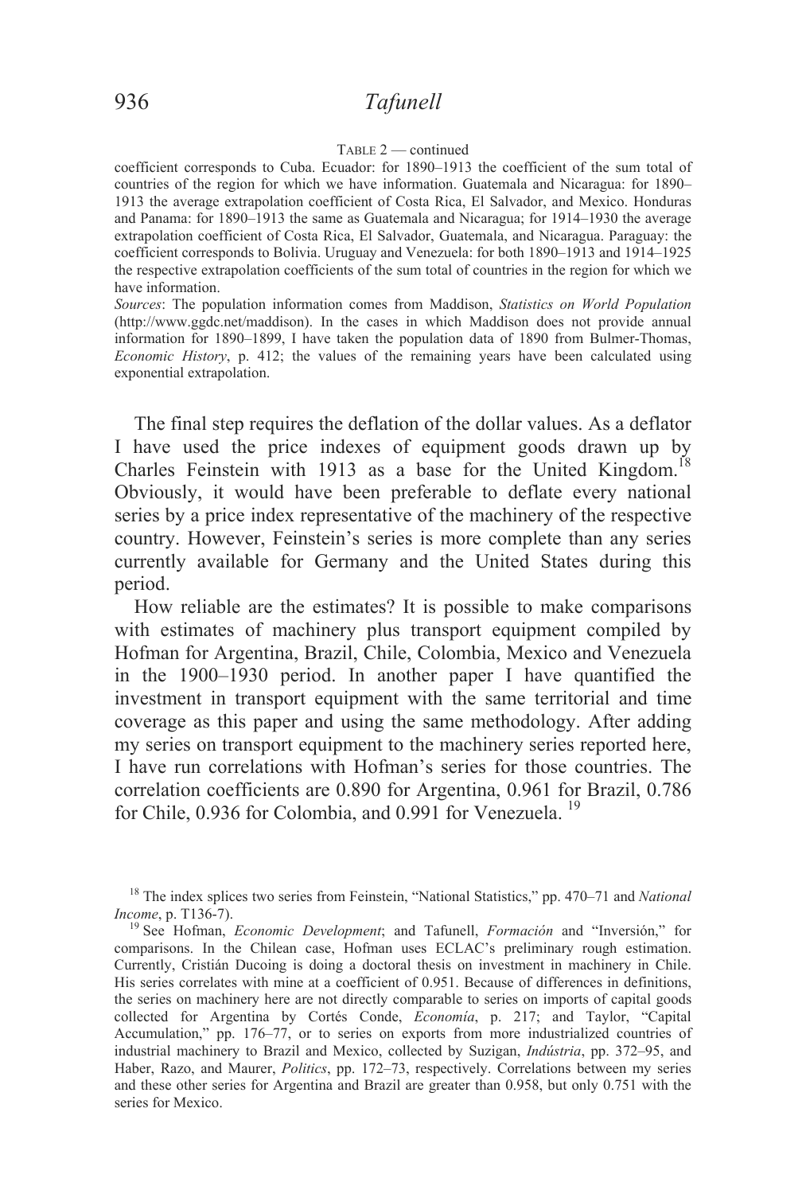TABLE 2 — continued

coefficient corresponds to Cuba. Ecuador: for 1890–1913 the coefficient of the sum total of countries of the region for which we have information. Guatemala and Nicaragua: for 1890–1913 the average extrapolation coefficient of Costa Rica, El Salvador, and Mexico. Honduras and Panama: for 1890–1913 the same as Guatemala and Nicaragua; for 1914–1930 the average extrapolation coefficient of Costa Rica, El Salvador, Guatemala, and Nicaragua. Paraguay: the coefficient corresponds to Bolivia. Uruguay and Venezuela: for both 1890–1913 and 1914–1925 the respective extrapolation coefficients of the sum total of countries in the region for which we have information.

*Sources*: The population information comes from Maddison, *Statistics on World Population* (http://www.ggdc.net/maddison). In the cases in which Maddison does not provide annual information for 1890–1899, I have taken the population data of 1890 from Bulmer-Thomas, *Economic History*, p. 412; the values of the remaining years have been calculated using exponential extrapolation.

The final step requires the deflation of the dollar values. As a deflator I have used the price indexes of equipment goods drawn up by Charles Feinstein with 1913 as a base for the United Kingdom.[18] Obviously, it would have been preferable to deflate every national series by a price index representative of the machinery of the respective country. However, Feinstein's series is more complete than any series currently available for Germany and the United States during this period.

How reliable are the estimates? It is possible to make comparisons with estimates of machinery plus transport equipment compiled by Hofman for Argentina, Brazil, Chile, Colombia, Mexico and Venezuela in the 1900–1930 period. In another paper I have quantified the investment in transport equipment with the same territorial and time coverage as this paper and using the same methodology. After adding my series on transport equipment to the machinery series reported here, I have run correlations with Hofman's series for those countries. The correlation coefficients are 0.890 for Argentina, 0.961 for Brazil, 0.786 for Chile, 0.936 for Colombia, and 0.991 for Venezuela.[19]

[18] The index splices two series from Feinstein, "National Statistics," pp. 470–71 and *National Income*, p. T136-7).

[19] See Hofman, *Economic Development*; and Tafunell, *Formación* and "Inversión," for comparisons. In the Chilean case, Hofman uses ECLAC's preliminary rough estimation. Currently, Cristián Ducoing is doing a doctoral thesis on investment in machinery in Chile. His series correlates with mine at a coefficient of 0.951. Because of differences in definitions, the series on machinery here are not directly comparable to series on imports of capital goods collected for Argentina by Cortés Conde, *Economía*, p. 217; and Taylor, "Capital Accumulation," pp. 176–77, or to series on exports from more industrialized countries of industrial machinery to Brazil and Mexico, collected by Suzigan, *Indústria*, pp. 372–95, and Haber, Razo, and Maurer, *Politics*, pp. 172–73, respectively. Correlations between my series and these other series for Argentina and Brazil are greater than 0.958, but only 0.751 with the series for Mexico.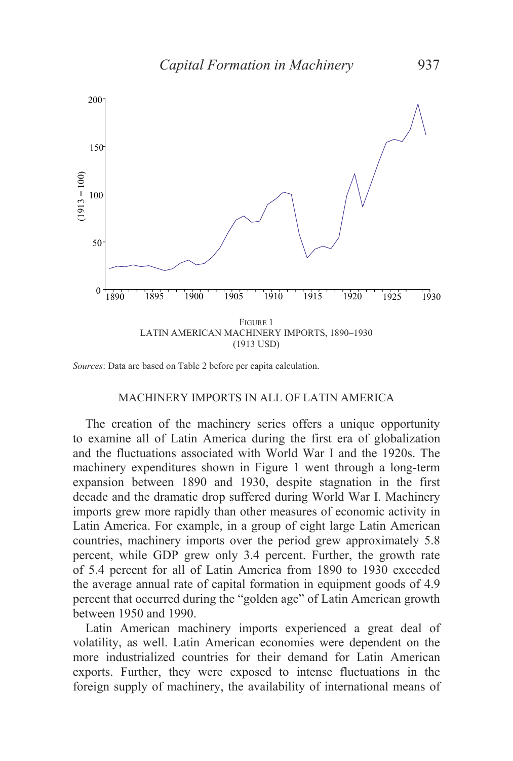FIGURE 1
LATIN AMERICAN MACHINERY IMPORTS, 1890–1930
(1913 USD)

*Sources*: Data are based on Table 2 before per capita calculation.

## MACHINERY IMPORTS IN ALL OF LATIN AMERICA

The creation of the machinery series offers a unique opportunity to examine all of Latin America during the first era of globalization and the fluctuations associated with World War I and the 1920s. The machinery expenditures shown in Figure 1 went through a long-term expansion between 1890 and 1930, despite stagnation in the first decade and the dramatic drop suffered during World War I. Machinery imports grew more rapidly than other measures of economic activity in Latin America. For example, in a group of eight large Latin American countries, machinery imports over the period grew approximately 5.8 percent, while GDP grew only 3.4 percent. Further, the growth rate of 5.4 percent for all of Latin America from 1890 to 1930 exceeded the average annual rate of capital formation in equipment goods of 4.9 percent that occurred during the "golden age" of Latin American growth between 1950 and 1990.

Latin American machinery imports experienced a great deal of volatility, as well. Latin American economies were dependent on the more industrialized countries for their demand for Latin American exports. Further, they were exposed to intense fluctuations in the foreign supply of machinery, the availability of international means of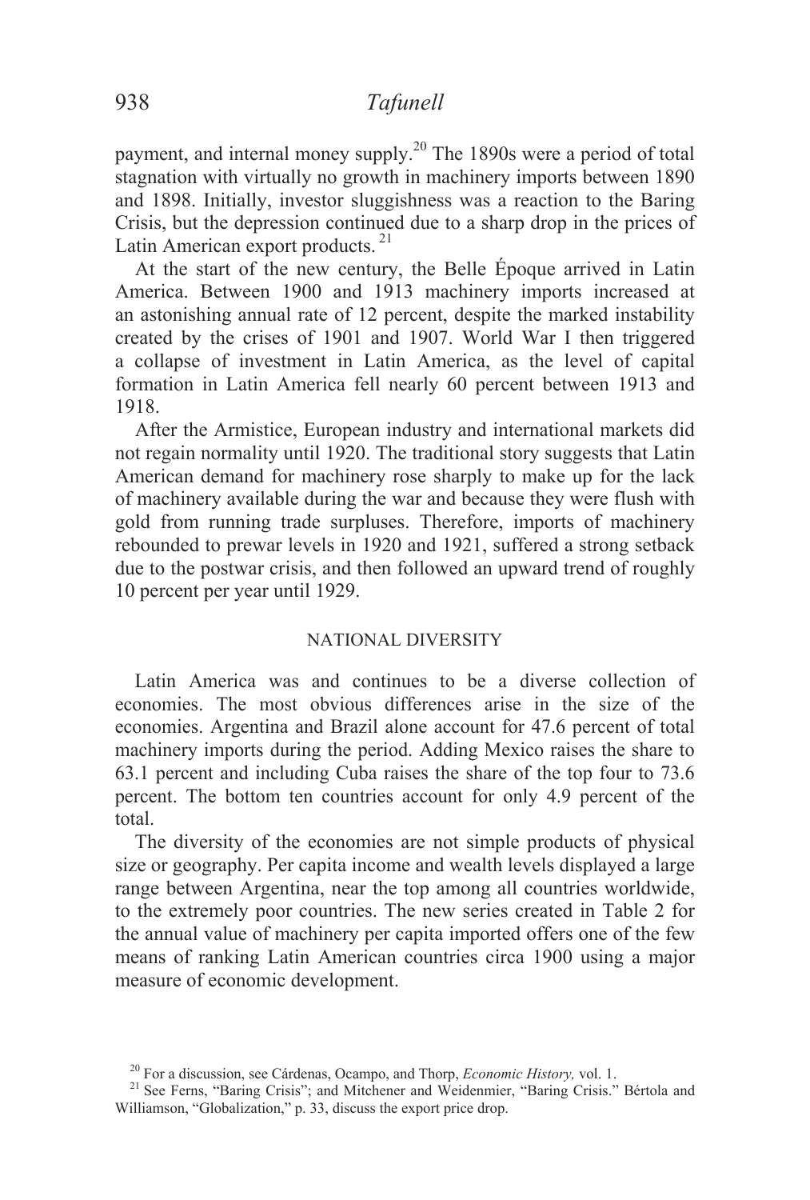payment, and internal money supply.[20] The 1890s were a period of total stagnation with virtually no growth in machinery imports between 1890 and 1898. Initially, investor sluggishness was a reaction to the Baring Crisis, but the depression continued due to a sharp drop in the prices of Latin American export products.[21]

At the start of the new century, the Belle Époque arrived in Latin America. Between 1900 and 1913 machinery imports increased at an astonishing annual rate of 12 percent, despite the marked instability created by the crises of 1901 and 1907. World War I then triggered a collapse of investment in Latin America, as the level of capital formation in Latin America fell nearly 60 percent between 1913 and 1918.

After the Armistice, European industry and international markets did not regain normality until 1920. The traditional story suggests that Latin American demand for machinery rose sharply to make up for the lack of machinery available during the war and because they were flush with gold from running trade surpluses. Therefore, imports of machinery rebounded to prewar levels in 1920 and 1921, suffered a strong setback due to the postwar crisis, and then followed an upward trend of roughly 10 percent per year until 1929.

## NATIONAL DIVERSITY

Latin America was and continues to be a diverse collection of economies. The most obvious differences arise in the size of the economies. Argentina and Brazil alone account for 47.6 percent of total machinery imports during the period. Adding Mexico raises the share to 63.1 percent and including Cuba raises the share of the top four to 73.6 percent. The bottom ten countries account for only 4.9 percent of the total.

The diversity of the economies are not simple products of physical size or geography. Per capita income and wealth levels displayed a large range between Argentina, near the top among all countries worldwide, to the extremely poor countries. The new series created in Table 2 for the annual value of machinery per capita imported offers one of the few means of ranking Latin American countries circa 1900 using a major measure of economic development.

[20] For a discussion, see Cárdenas, Ocampo, and Thorp, *Economic History,* vol. 1.

[21] See Ferns, "Baring Crisis"; and Mitchener and Weidenmier, "Baring Crisis." Bértola and Williamson, "Globalization," p. 33, discuss the export price drop.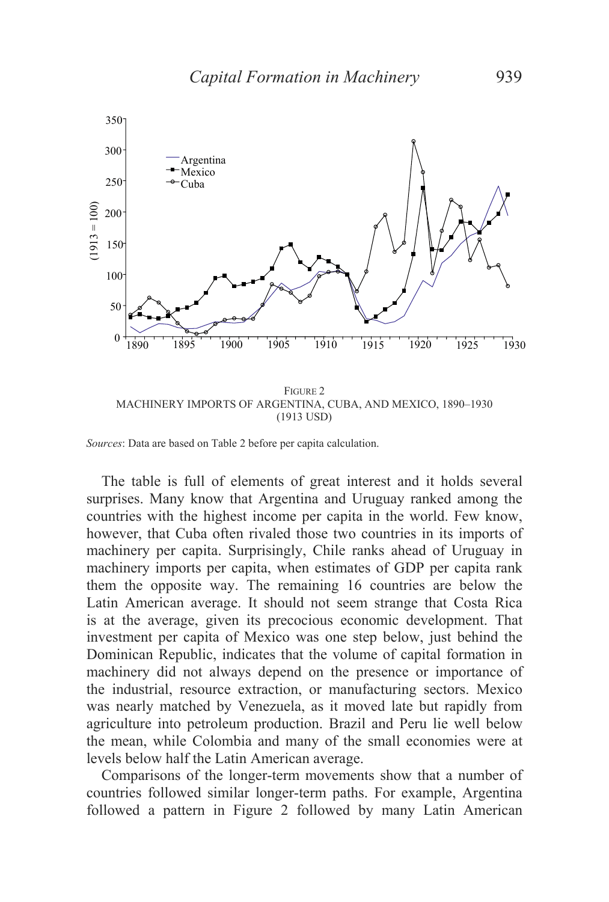FIGURE 2
MACHINERY IMPORTS OF ARGENTINA, CUBA, AND MEXICO, 1890–1930
(1913 USD)

*Sources*: Data are based on Table 2 before per capita calculation.

The table is full of elements of great interest and it holds several surprises. Many know that Argentina and Uruguay ranked among the countries with the highest income per capita in the world. Few know, however, that Cuba often rivaled those two countries in its imports of machinery per capita. Surprisingly, Chile ranks ahead of Uruguay in machinery imports per capita, when estimates of GDP per capita rank them the opposite way. The remaining 16 countries are below the Latin American average. It should not seem strange that Costa Rica is at the average, given its precocious economic development. That investment per capita of Mexico was one step below, just behind the Dominican Republic, indicates that the volume of capital formation in machinery did not always depend on the presence or importance of the industrial, resource extraction, or manufacturing sectors. Mexico was nearly matched by Venezuela, as it moved late but rapidly from agriculture into petroleum production. Brazil and Peru lie well below the mean, while Colombia and many of the small economies were at levels below half the Latin American average.

Comparisons of the longer-term movements show that a number of countries followed similar longer-term paths. For example, Argentina followed a pattern in Figure 2 followed by many Latin American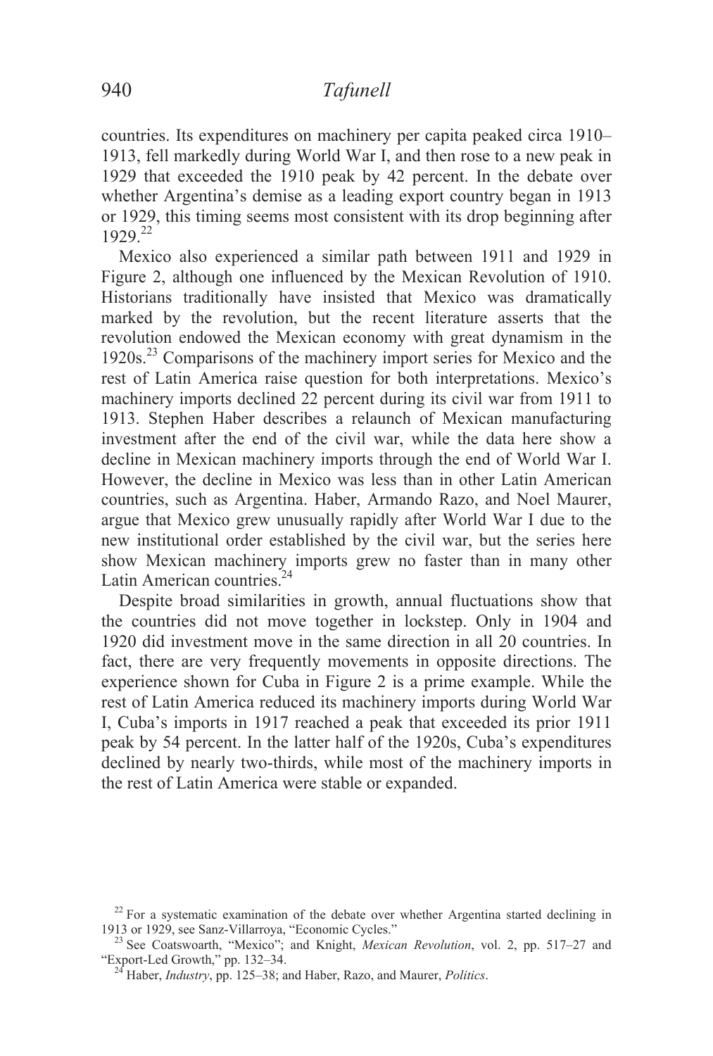countries. Its expenditures on machinery per capita peaked circa 1910–1913, fell markedly during World War I, and then rose to a new peak in 1929 that exceeded the 1910 peak by 42 percent. In the debate over whether Argentina's demise as a leading export country began in 1913 or 1929, this timing seems most consistent with its drop beginning after 1929.[22]

Mexico also experienced a similar path between 1911 and 1929 in Figure 2, although one influenced by the Mexican Revolution of 1910. Historians traditionally have insisted that Mexico was dramatically marked by the revolution, but the recent literature asserts that the revolution endowed the Mexican economy with great dynamism in the 1920s.[23] Comparisons of the machinery import series for Mexico and the rest of Latin America raise question for both interpretations. Mexico's machinery imports declined 22 percent during its civil war from 1911 to 1913. Stephen Haber describes a relaunch of Mexican manufacturing investment after the end of the civil war, while the data here show a decline in Mexican machinery imports through the end of World War I. However, the decline in Mexico was less than in other Latin American countries, such as Argentina. Haber, Armando Razo, and Noel Maurer, argue that Mexico grew unusually rapidly after World War I due to the new institutional order established by the civil war, but the series here show Mexican machinery imports grew no faster than in many other Latin American countries.[24]

Despite broad similarities in growth, annual fluctuations show that the countries did not move together in lockstep. Only in 1904 and 1920 did investment move in the same direction in all 20 countries. In fact, there are very frequently movements in opposite directions. The experience shown for Cuba in Figure 2 is a prime example. While the rest of Latin America reduced its machinery imports during World War I, Cuba's imports in 1917 reached a peak that exceeded its prior 1911 peak by 54 percent. In the latter half of the 1920s, Cuba's expenditures declined by nearly two-thirds, while most of the machinery imports in the rest of Latin America were stable or expanded.

[22] For a systematic examination of the debate over whether Argentina started declining in 1913 or 1929, see Sanz-Villarroya, "Economic Cycles."

[23] See Coatswoarth, "Mexico"; and Knight, *Mexican Revolution*, vol. 2, pp. 517–27 and "Export-Led Growth," pp. 132–34.

[24] Haber, *Industry*, pp. 125–38; and Haber, Razo, and Maurer, *Politics*.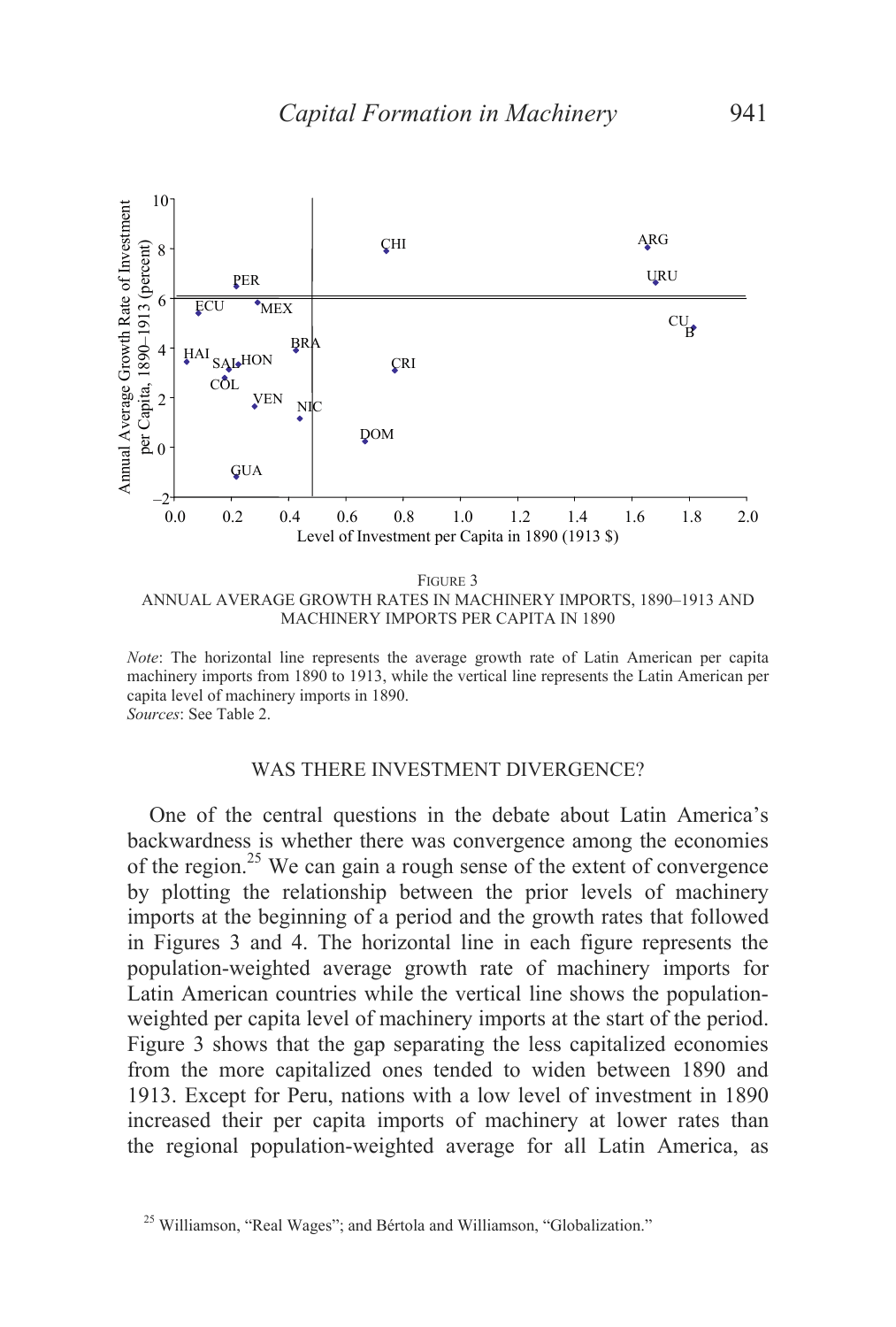FIGURE 3

ANNUAL AVERAGE GROWTH RATES IN MACHINERY IMPORTS, 1890–1913 AND MACHINERY IMPORTS PER CAPITA IN 1890

*Note*: The horizontal line represents the average growth rate of Latin American per capita machinery imports from 1890 to 1913, while the vertical line represents the Latin American per capita level of machinery imports in 1890.
*Sources*: See Table 2.

## WAS THERE INVESTMENT DIVERGENCE?

One of the central questions in the debate about Latin America's backwardness is whether there was convergence among the economies of the region.[25] We can gain a rough sense of the extent of convergence by plotting the relationship between the prior levels of machinery imports at the beginning of a period and the growth rates that followed in Figures 3 and 4. The horizontal line in each figure represents the population-weighted average growth rate of machinery imports for Latin American countries while the vertical line shows the population-weighted per capita level of machinery imports at the start of the period. Figure 3 shows that the gap separating the less capitalized economies from the more capitalized ones tended to widen between 1890 and 1913. Except for Peru, nations with a low level of investment in 1890 increased their per capita imports of machinery at lower rates than the regional population-weighted average for all Latin America, as

[25] Williamson, "Real Wages"; and Bértola and Williamson, "Globalization."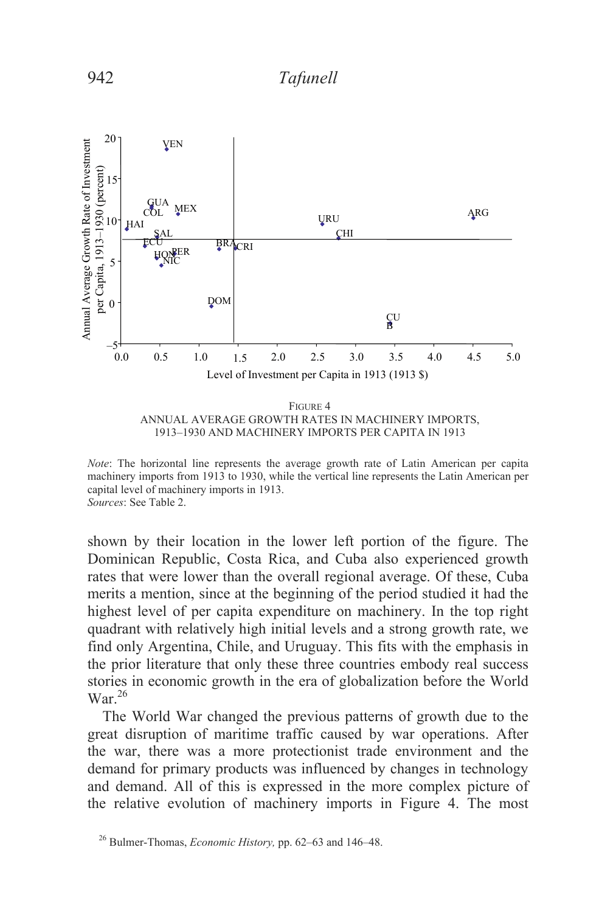FIGURE 4
ANNUAL AVERAGE GROWTH RATES IN MACHINERY IMPORTS, 1913–1930 AND MACHINERY IMPORTS PER CAPITA IN 1913

*Note*: The horizontal line represents the average growth rate of Latin American per capita machinery imports from 1913 to 1930, while the vertical line represents the Latin American per capital level of machinery imports in 1913.
*Sources*: See Table 2.

shown by their location in the lower left portion of the figure. The Dominican Republic, Costa Rica, and Cuba also experienced growth rates that were lower than the overall regional average. Of these, Cuba merits a mention, since at the beginning of the period studied it had the highest level of per capita expenditure on machinery. In the top right quadrant with relatively high initial levels and a strong growth rate, we find only Argentina, Chile, and Uruguay. This fits with the emphasis in the prior literature that only these three countries embody real success stories in economic growth in the era of globalization before the World War.[26]

The World War changed the previous patterns of growth due to the great disruption of maritime traffic caused by war operations. After the war, there was a more protectionist trade environment and the demand for primary products was influenced by changes in technology and demand. All of this is expressed in the more complex picture of the relative evolution of machinery imports in Figure 4. The most

[26] Bulmer-Thomas, *Economic History,* pp. 62–63 and 146–48.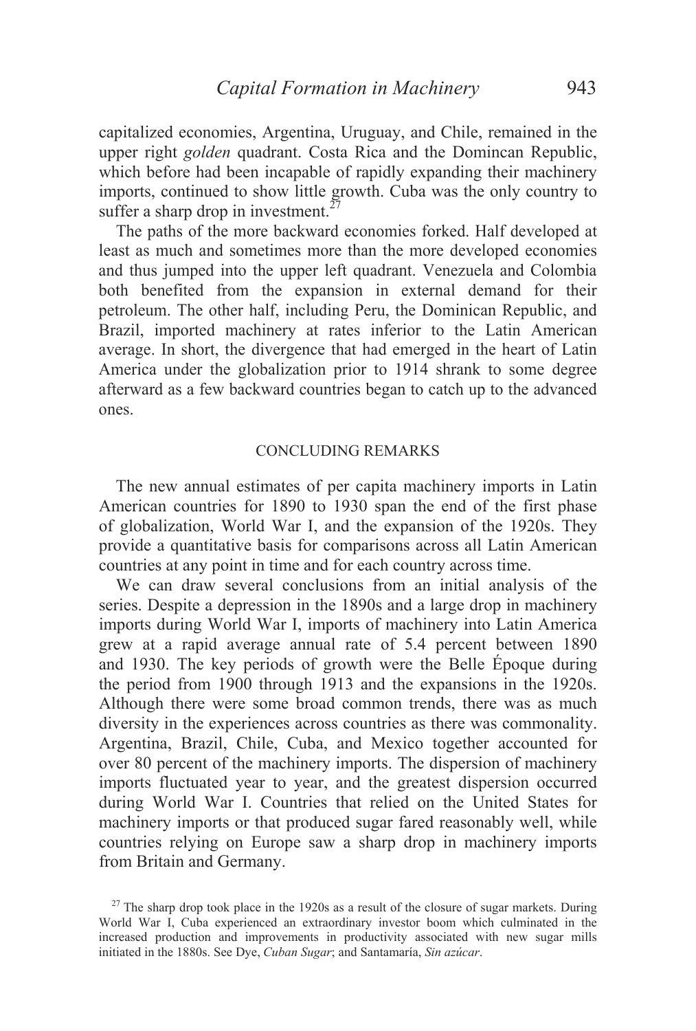capitalized economies, Argentina, Uruguay, and Chile, remained in the upper right *golden* quadrant. Costa Rica and the Domincan Republic, which before had been incapable of rapidly expanding their machinery imports, continued to show little growth. Cuba was the only country to suffer a sharp drop in investment.[27]

The paths of the more backward economies forked. Half developed at least as much and sometimes more than the more developed economies and thus jumped into the upper left quadrant. Venezuela and Colombia both benefited from the expansion in external demand for their petroleum. The other half, including Peru, the Dominican Republic, and Brazil, imported machinery at rates inferior to the Latin American average. In short, the divergence that had emerged in the heart of Latin America under the globalization prior to 1914 shrank to some degree afterward as a few backward countries began to catch up to the advanced ones.

## CONCLUDING REMARKS

The new annual estimates of per capita machinery imports in Latin American countries for 1890 to 1930 span the end of the first phase of globalization, World War I, and the expansion of the 1920s. They provide a quantitative basis for comparisons across all Latin American countries at any point in time and for each country across time.

We can draw several conclusions from an initial analysis of the series. Despite a depression in the 1890s and a large drop in machinery imports during World War I, imports of machinery into Latin America grew at a rapid average annual rate of 5.4 percent between 1890 and 1930. The key periods of growth were the Belle Époque during the period from 1900 through 1913 and the expansions in the 1920s. Although there were some broad common trends, there was as much diversity in the experiences across countries as there was commonality. Argentina, Brazil, Chile, Cuba, and Mexico together accounted for over 80 percent of the machinery imports. The dispersion of machinery imports fluctuated year to year, and the greatest dispersion occurred during World War I. Countries that relied on the United States for machinery imports or that produced sugar fared reasonably well, while countries relying on Europe saw a sharp drop in machinery imports from Britain and Germany.

[27] The sharp drop took place in the 1920s as a result of the closure of sugar markets. During World War I, Cuba experienced an extraordinary investor boom which culminated in the increased production and improvements in productivity associated with new sugar mills initiated in the 1880s. See Dye, *Cuban Sugar*; and Santamaría, *Sin azúcar*.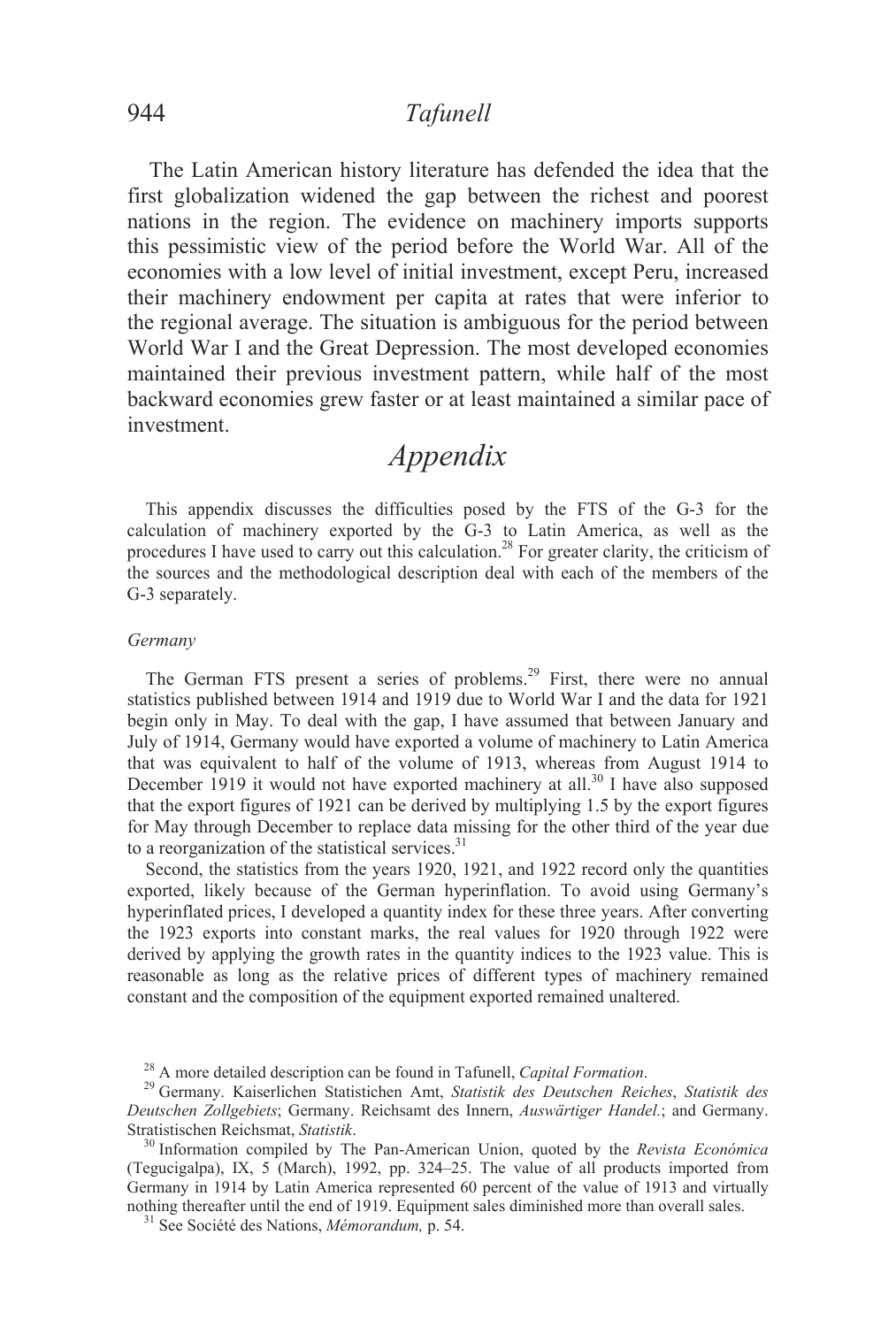The Latin American history literature has defended the idea that the first globalization widened the gap between the richest and poorest nations in the region. The evidence on machinery imports supports this pessimistic view of the period before the World War. All of the economies with a low level of initial investment, except Peru, increased their machinery endowment per capita at rates that were inferior to the regional average. The situation is ambiguous for the period between World War I and the Great Depression. The most developed economies maintained their previous investment pattern, while half of the most backward economies grew faster or at least maintained a similar pace of investment.

# Appendix

This appendix discusses the difficulties posed by the FTS of the G-3 for the calculation of machinery exported by the G-3 to Latin America, as well as the procedures I have used to carry out this calculation.[28] For greater clarity, the criticism of the sources and the methodological description deal with each of the members of the G-3 separately.

### *Germany*

The German FTS present a series of problems.[29] First, there were no annual statistics published between 1914 and 1919 due to World War I and the data for 1921 begin only in May. To deal with the gap, I have assumed that between January and July of 1914, Germany would have exported a volume of machinery to Latin America that was equivalent to half of the volume of 1913, whereas from August 1914 to December 1919 it would not have exported machinery at all.[30] I have also supposed that the export figures of 1921 can be derived by multiplying 1.5 by the export figures for May through December to replace data missing for the other third of the year due to a reorganization of the statistical services.[31]

Second, the statistics from the years 1920, 1921, and 1922 record only the quantities exported, likely because of the German hyperinflation. To avoid using Germany's hyperinflated prices, I developed a quantity index for these three years. After converting the 1923 exports into constant marks, the real values for 1920 through 1922 were derived by applying the growth rates in the quantity indices to the 1923 value. This is reasonable as long as the relative prices of different types of machinery remained constant and the composition of the equipment exported remained unaltered.

---

[28] A more detailed description can be found in Tafunell, *Capital Formation*.

[29] Germany. Kaiserlichen Statistichen Amt, *Statistik des Deutschen Reiches*, *Statistik des Deutschen Zollgebiets*; Germany. Reichsamt des Innern, *Auswärtiger Handel.*; and Germany. Stratistischen Reichsmat, *Statistik*.

[30] Information compiled by The Pan-American Union, quoted by the *Revista Económica* (Tegucigalpa), IX, 5 (March), 1992, pp. 324–25. The value of all products imported from Germany in 1914 by Latin America represented 60 percent of the value of 1913 and virtually nothing thereafter until the end of 1919. Equipment sales diminished more than overall sales.

[31] See Société des Nations, *Mémorandum,* p. 54.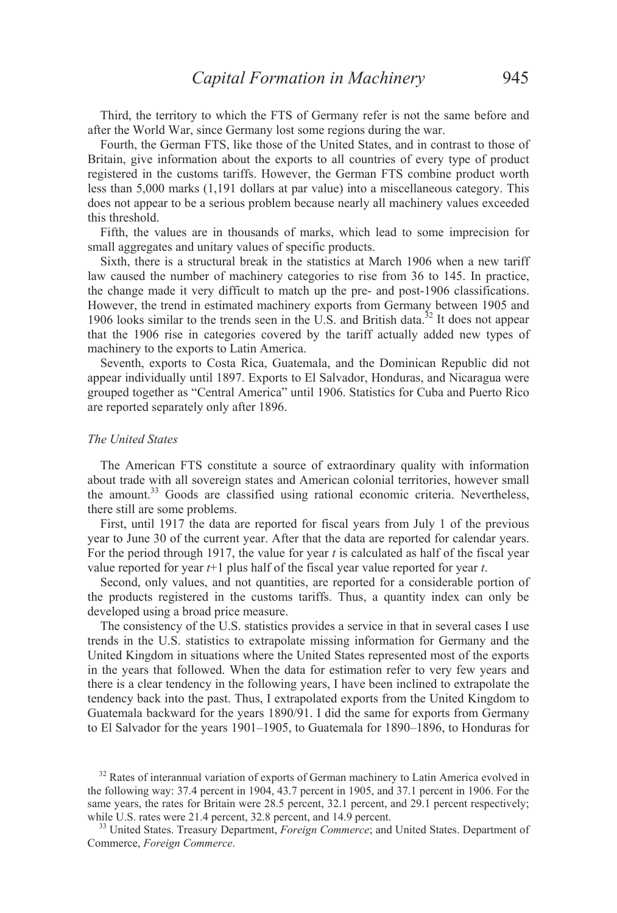Third, the territory to which the FTS of Germany refer is not the same before and after the World War, since Germany lost some regions during the war.

Fourth, the German FTS, like those of the United States, and in contrast to those of Britain, give information about the exports to all countries of every type of product registered in the customs tariffs. However, the German FTS combine product worth less than 5,000 marks (1,191 dollars at par value) into a miscellaneous category. This does not appear to be a serious problem because nearly all machinery values exceeded this threshold.

Fifth, the values are in thousands of marks, which lead to some imprecision for small aggregates and unitary values of specific products.

Sixth, there is a structural break in the statistics at March 1906 when a new tariff law caused the number of machinery categories to rise from 36 to 145. In practice, the change made it very difficult to match up the pre- and post-1906 classifications. However, the trend in estimated machinery exports from Germany between 1905 and 1906 looks similar to the trends seen in the U.S. and British data.[32] It does not appear that the 1906 rise in categories covered by the tariff actually added new types of machinery to the exports to Latin America.

Seventh, exports to Costa Rica, Guatemala, and the Dominican Republic did not appear individually until 1897. Exports to El Salvador, Honduras, and Nicaragua were grouped together as "Central America" until 1906. Statistics for Cuba and Puerto Rico are reported separately only after 1896.

### *The United States*

The American FTS constitute a source of extraordinary quality with information about trade with all sovereign states and American colonial territories, however small the amount.[33] Goods are classified using rational economic criteria. Nevertheless, there still are some problems.

First, until 1917 the data are reported for fiscal years from July 1 of the previous year to June 30 of the current year. After that the data are reported for calendar years. For the period through 1917, the value for year $t$ is calculated as half of the fiscal year value reported for year $t$+1 plus half of the fiscal year value reported for year $t$.

Second, only values, and not quantities, are reported for a considerable portion of the products registered in the customs tariffs. Thus, a quantity index can only be developed using a broad price measure.

The consistency of the U.S. statistics provides a service in that in several cases I use trends in the U.S. statistics to extrapolate missing information for Germany and the United Kingdom in situations where the United States represented most of the exports in the years that followed. When the data for estimation refer to very few years and there is a clear tendency in the following years, I have been inclined to extrapolate the tendency back into the past. Thus, I extrapolated exports from the United Kingdom to Guatemala backward for the years 1890/91. I did the same for exports from Germany to El Salvador for the years 1901–1905, to Guatemala for 1890–1896, to Honduras for

[32] Rates of interannual variation of exports of German machinery to Latin America evolved in the following way: 37.4 percent in 1904, 43.7 percent in 1905, and 37.1 percent in 1906. For the same years, the rates for Britain were 28.5 percent, 32.1 percent, and 29.1 percent respectively; while U.S. rates were 21.4 percent, 32.8 percent, and 14.9 percent.

[33] United States. Treasury Department, *Foreign Commerce*; and United States. Department of Commerce, *Foreign Commerce*.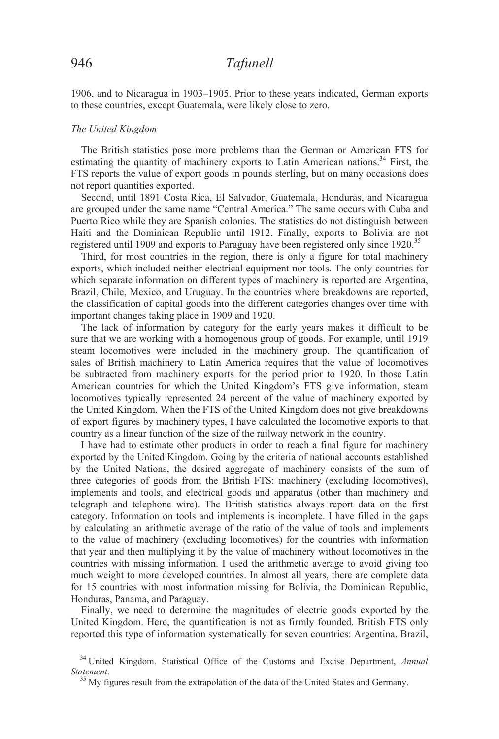1906, and to Nicaragua in 1903–1905. Prior to these years indicated, German exports to these countries, except Guatemala, were likely close to zero.

### *The United Kingdom*

The British statistics pose more problems than the German or American FTS for estimating the quantity of machinery exports to Latin American nations.[34] First, the FTS reports the value of export goods in pounds sterling, but on many occasions does not report quantities exported.

Second, until 1891 Costa Rica, El Salvador, Guatemala, Honduras, and Nicaragua are grouped under the same name "Central America." The same occurs with Cuba and Puerto Rico while they are Spanish colonies. The statistics do not distinguish between Haiti and the Dominican Republic until 1912. Finally, exports to Bolivia are not registered until 1909 and exports to Paraguay have been registered only since 1920.[35]

Third, for most countries in the region, there is only a figure for total machinery exports, which included neither electrical equipment nor tools. The only countries for which separate information on different types of machinery is reported are Argentina, Brazil, Chile, Mexico, and Uruguay. In the countries where breakdowns are reported, the classification of capital goods into the different categories changes over time with important changes taking place in 1909 and 1920.

The lack of information by category for the early years makes it difficult to be sure that we are working with a homogenous group of goods. For example, until 1919 steam locomotives were included in the machinery group. The quantification of sales of British machinery to Latin America requires that the value of locomotives be subtracted from machinery exports for the period prior to 1920. In those Latin American countries for which the United Kingdom's FTS give information, steam locomotives typically represented 24 percent of the value of machinery exported by the United Kingdom. When the FTS of the United Kingdom does not give breakdowns of export figures by machinery types, I have calculated the locomotive exports to that country as a linear function of the size of the railway network in the country.

I have had to estimate other products in order to reach a final figure for machinery exported by the United Kingdom. Going by the criteria of national accounts established by the United Nations, the desired aggregate of machinery consists of the sum of three categories of goods from the British FTS: machinery (excluding locomotives), implements and tools, and electrical goods and apparatus (other than machinery and telegraph and telephone wire). The British statistics always report data on the first category. Information on tools and implements is incomplete. I have filled in the gaps by calculating an arithmetic average of the ratio of the value of tools and implements to the value of machinery (excluding locomotives) for the countries with information that year and then multiplying it by the value of machinery without locomotives in the countries with missing information. I used the arithmetic average to avoid giving too much weight to more developed countries. In almost all years, there are complete data for 15 countries with most information missing for Bolivia, the Dominican Republic, Honduras, Panama, and Paraguay.

Finally, we need to determine the magnitudes of electric goods exported by the United Kingdom. Here, the quantification is not as firmly founded. British FTS only reported this type of information systematically for seven countries: Argentina, Brazil,

[34] United Kingdom. Statistical Office of the Customs and Excise Department, *Annual Statement*.

[35] My figures result from the extrapolation of the data of the United States and Germany.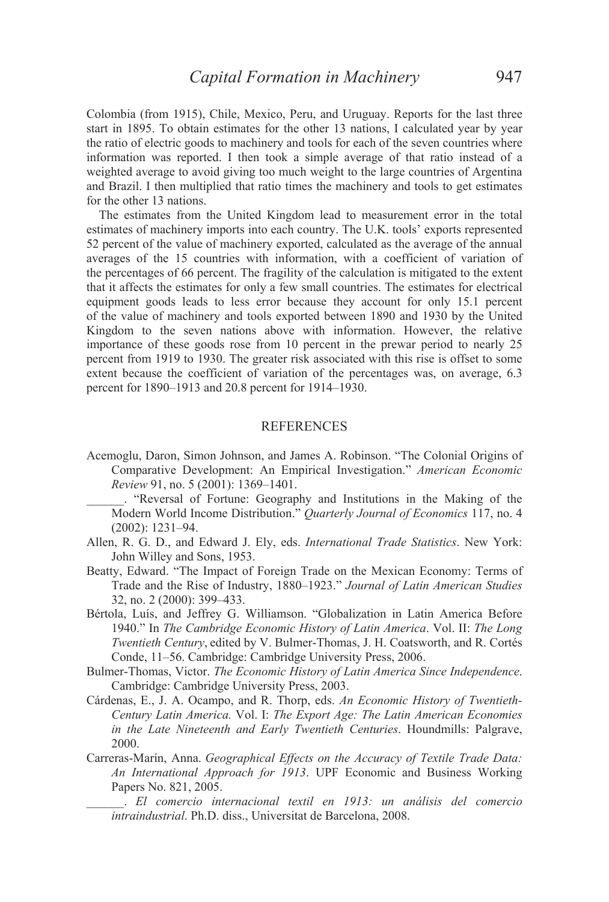Colombia (from 1915), Chile, Mexico, Peru, and Uruguay. Reports for the last three start in 1895. To obtain estimates for the other 13 nations, I calculated year by year the ratio of electric goods to machinery and tools for each of the seven countries where information was reported. I then took a simple average of that ratio instead of a weighted average to avoid giving too much weight to the large countries of Argentina and Brazil. I then multiplied that ratio times the machinery and tools to get estimates for the other 13 nations.

The estimates from the United Kingdom lead to measurement error in the total estimates of machinery imports into each country. The U.K. tools' exports represented 52 percent of the value of machinery exported, calculated as the average of the annual averages of the 15 countries with information, with a coefficient of variation of the percentages of 66 percent. The fragility of the calculation is mitigated to the extent that it affects the estimates for only a few small countries. The estimates for electrical equipment goods leads to less error because they account for only 15.1 percent of the value of machinery and tools exported between 1890 and 1930 by the United Kingdom to the seven nations above with information. However, the relative importance of these goods rose from 10 percent in the prewar period to nearly 25 percent from 1919 to 1930. The greater risk associated with this rise is offset to some extent because the coefficient of variation of the percentages was, on average, 6.3 percent for 1890–1913 and 20.8 percent for 1914–1930.

## REFERENCES

Acemoglu, Daron, Simon Johnson, and James A. Robinson. "The Colonial Origins of Comparative Development: An Empirical Investigation." *American Economic Review* 91, no. 5 (2001): 1369–1401.

______. "Reversal of Fortune: Geography and Institutions in the Making of the Modern World Income Distribution." *Quarterly Journal of Economics* 117, no. 4 (2002): 1231–94.

Allen, R. G. D., and Edward J. Ely, eds. *International Trade Statistics*. New York: John Willey and Sons, 1953.

Beatty, Edward. "The Impact of Foreign Trade on the Mexican Economy: Terms of Trade and the Rise of Industry, 1880–1923." *Journal of Latin American Studies* 32, no. 2 (2000): 399–433.

Bértola, Luís, and Jeffrey G. Williamson. "Globalization in Latin America Before 1940." In *The Cambridge Economic History of Latin America*. Vol. II: *The Long Twentieth Century*, edited by V. Bulmer-Thomas, J. H. Coatsworth, and R. Cortés Conde, 11–56. Cambridge: Cambridge University Press, 2006.

Bulmer-Thomas, Victor. *The Economic History of Latin America Since Independence*. Cambridge: Cambridge University Press, 2003.

Cárdenas, E., J. A. Ocampo, and R. Thorp, eds. *An Economic History of Twentieth-Century Latin America.* Vol. I: *The Export Age: The Latin American Economies in the Late Nineteenth and Early Twentieth Centuries*. Houndmills: Palgrave, 2000.

Carreras-Marín, Anna. *Geographical Effects on the Accuracy of Textile Trade Data: An International Approach for 1913*. UPF Economic and Business Working Papers No. 821, 2005.

______. *El comercio internacional textil en 1913: un análisis del comercio intraindustrial*. Ph.D. diss., Universitat de Barcelona, 2008.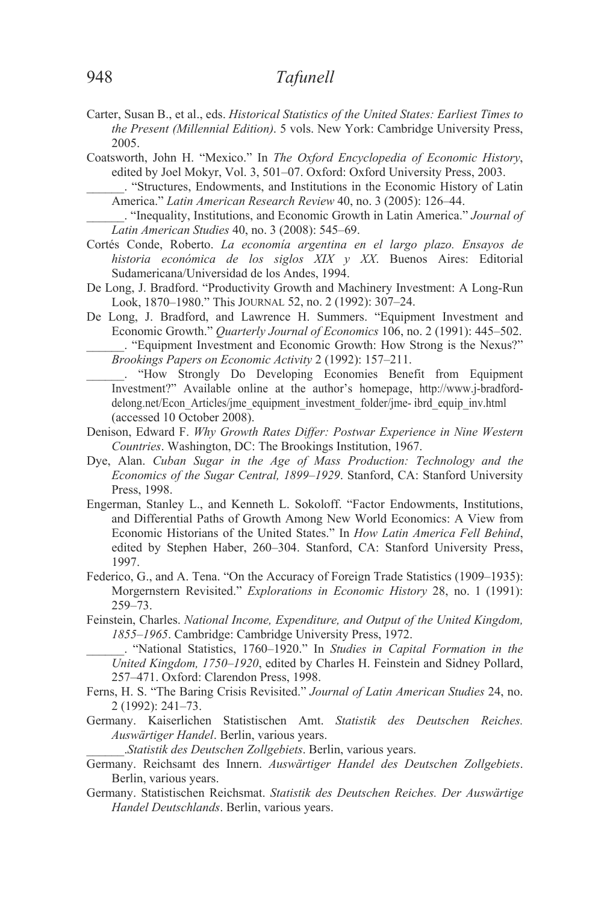Carter, Susan B., et al., eds. *Historical Statistics of the United States: Earliest Times to the Present (Millennial Edition)*. 5 vols. New York: Cambridge University Press, 2005.

Coatsworth, John H. "Mexico." In *The Oxford Encyclopedia of Economic History*, edited by Joel Mokyr, Vol. 3, 501–07. Oxford: Oxford University Press, 2003.

______. "Structures, Endowments, and Institutions in the Economic History of Latin America." *Latin American Research Review* 40, no. 3 (2005): 126–44.

______. "Inequality, Institutions, and Economic Growth in Latin America." *Journal of Latin American Studies* 40, no. 3 (2008): 545–69.

Cortés Conde, Roberto. *La economía argentina en el largo plazo. Ensayos de historia económica de los siglos XIX y XX*. Buenos Aires: Editorial Sudamericana/Universidad de los Andes, 1994.

De Long, J. Bradford. "Productivity Growth and Machinery Investment: A Long-Run Look, 1870–1980." This JOURNAL 52, no. 2 (1992): 307–24.

De Long, J. Bradford, and Lawrence H. Summers. "Equipment Investment and Economic Growth." *Quarterly Journal of Economics* 106, no. 2 (1991): 445–502.

______. "Equipment Investment and Economic Growth: How Strong is the Nexus?" *Brookings Papers on Economic Activity* 2 (1992): 157–211.

______. "How Strongly Do Developing Economies Benefit from Equipment Investment?" Available online at the author's homepage, http://www.j-bradford-delong.net/Econ_Articles/jme_equipment_investment_folder/jme- ibrd_equip_inv.html (accessed 10 October 2008).

Denison, Edward F. *Why Growth Rates Differ: Postwar Experience in Nine Western Countries*. Washington, DC: The Brookings Institution, 1967.

Dye, Alan. *Cuban Sugar in the Age of Mass Production: Technology and the Economics of the Sugar Central, 1899–1929*. Stanford, CA: Stanford University Press, 1998.

Engerman, Stanley L., and Kenneth L. Sokoloff. "Factor Endowments, Institutions, and Differential Paths of Growth Among New World Economics: A View from Economic Historians of the United States." In *How Latin America Fell Behind*, edited by Stephen Haber, 260–304. Stanford, CA: Stanford University Press, 1997.

Federico, G., and A. Tena. "On the Accuracy of Foreign Trade Statistics (1909–1935): Morgernstern Revisited." *Explorations in Economic History* 28, no. 1 (1991): 259–73.

Feinstein, Charles. *National Income, Expenditure, and Output of the United Kingdom, 1855–1965*. Cambridge: Cambridge University Press, 1972.

______. "National Statistics, 1760–1920." In *Studies in Capital Formation in the United Kingdom, 1750–1920*, edited by Charles H. Feinstein and Sidney Pollard, 257–471. Oxford: Clarendon Press, 1998.

Ferns, H. S. "The Baring Crisis Revisited." *Journal of Latin American Studies* 24, no. 2 (1992): 241–73.

Germany. Kaiserlichen Statistischen Amt. *Statistik des Deutschen Reiches. Auswärtiger Handel*. Berlin, various years.

______.*Statistik des Deutschen Zollgebiets*. Berlin, various years.

Germany. Reichsamt des Innern. *Auswärtiger Handel des Deutschen Zollgebiets*. Berlin, various years.

Germany. Statistischen Reichsmat. *Statistik des Deutschen Reiches. Der Auswärtige Handel Deutschlands*. Berlin, various years.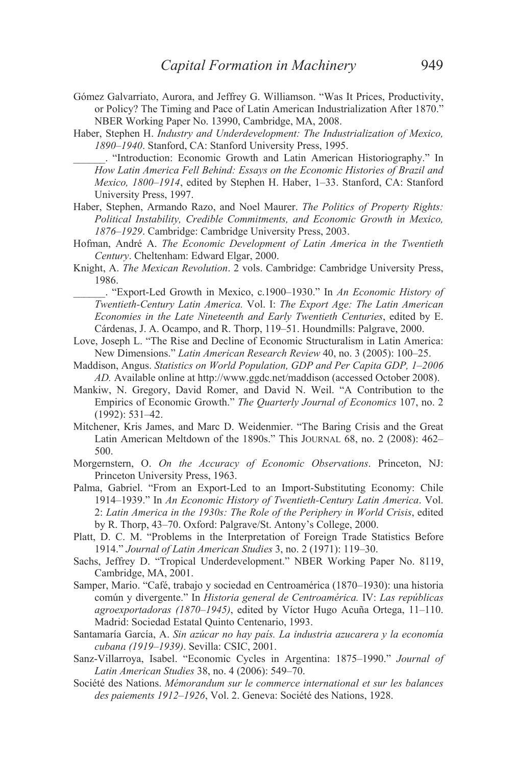Gómez Galvarriato, Aurora, and Jeffrey G. Williamson. "Was It Prices, Productivity, or Policy? The Timing and Pace of Latin American Industrialization After 1870." NBER Working Paper No. 13990, Cambridge, MA, 2008.

Haber, Stephen H. *Industry and Underdevelopment: The Industrialization of Mexico, 1890–1940*. Stanford, CA: Stanford University Press, 1995.

______. "Introduction: Economic Growth and Latin American Historiography." In *How Latin America Fell Behind: Essays on the Economic Histories of Brazil and Mexico, 1800–1914*, edited by Stephen H. Haber, 1–33. Stanford, CA: Stanford University Press, 1997.

Haber, Stephen, Armando Razo, and Noel Maurer. *The Politics of Property Rights: Political Instability, Credible Commitments, and Economic Growth in Mexico, 1876–1929*. Cambridge: Cambridge University Press, 2003.

Hofman, André A. *The Economic Development of Latin America in the Twentieth Century*. Cheltenham: Edward Elgar, 2000.

Knight, A. *The Mexican Revolution*. 2 vols. Cambridge: Cambridge University Press, 1986.

______. "Export-Led Growth in Mexico, c.1900–1930." In *An Economic History of Twentieth-Century Latin America.* Vol. I: *The Export Age: The Latin American Economies in the Late Nineteenth and Early Twentieth Centuries*, edited by E. Cárdenas, J. A. Ocampo, and R. Thorp, 119–51. Houndmills: Palgrave, 2000.

Love, Joseph L. "The Rise and Decline of Economic Structuralism in Latin America: New Dimensions." *Latin American Research Review* 40, no. 3 (2005): 100–25.

Maddison, Angus. *Statistics on World Population, GDP and Per Capita GDP, 1–2006 AD.* Available online at http://www.ggdc.net/maddison (accessed October 2008).

Mankiw, N. Gregory, David Romer, and David N. Weil. "A Contribution to the Empirics of Economic Growth." *The Quarterly Journal of Economics* 107, no. 2 (1992): 531–42.

Mitchener, Kris James, and Marc D. Weidenmier. "The Baring Crisis and the Great Latin American Meltdown of the 1890s." This JOURNAL 68, no. 2 (2008): 462–500.

Morgernstern, O. *On the Accuracy of Economic Observations*. Princeton, NJ: Princeton University Press, 1963.

Palma, Gabriel. "From an Export-Led to an Import-Substituting Economy: Chile 1914–1939." In *An Economic History of Twentieth-Century Latin America*. Vol. 2: *Latin America in the 1930s: The Role of the Periphery in World Crisis*, edited by R. Thorp, 43–70. Oxford: Palgrave/St. Antony's College, 2000.

Platt, D. C. M. "Problems in the Interpretation of Foreign Trade Statistics Before 1914." *Journal of Latin American Studies* 3, no. 2 (1971): 119–30.

Sachs, Jeffrey D. "Tropical Underdevelopment." NBER Working Paper No. 8119, Cambridge, MA, 2001.

Samper, Mario. "Café, trabajo y sociedad en Centroamérica (1870–1930): una historia común y divergente." In *Historia general de Centroamérica.* IV: *Las repúblicas agroexportadoras (1870–1945)*, edited by Víctor Hugo Acuña Ortega, 11–110. Madrid: Sociedad Estatal Quinto Centenario, 1993.

Santamaría García, A. *Sin azúcar no hay país. La industria azucarera y la economía cubana (1919–1939)*. Sevilla: CSIC, 2001.

Sanz-Villarroya, Isabel. "Economic Cycles in Argentina: 1875–1990." *Journal of Latin American Studies* 38, no. 4 (2006): 549–70.

Société des Nations. *Mémorandum sur le commerce international et sur les balances des paiements 1912–1926*, Vol. 2. Geneva: Société des Nations, 1928.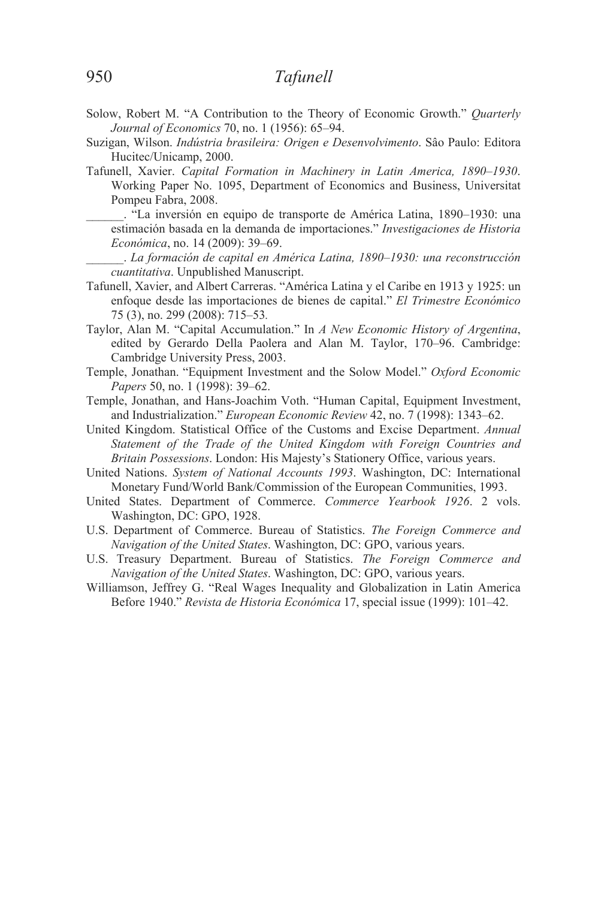Solow, Robert M. "A Contribution to the Theory of Economic Growth." *Quarterly Journal of Economics* 70, no. 1 (1956): 65–94.

Suzigan, Wilson. *Indústria brasileira: Origen e Desenvolvimento*. Sâo Paulo: Editora Hucitec/Unicamp, 2000.

Tafunell, Xavier. *Capital Formation in Machinery in Latin America, 1890–1930*. Working Paper No. 1095, Department of Economics and Business, Universitat Pompeu Fabra, 2008.

______. "La inversión en equipo de transporte de América Latina, 1890–1930: una estimación basada en la demanda de importaciones." *Investigaciones de Historia Económica*, no. 14 (2009): 39–69.

______. *La formación de capital en América Latina, 1890–1930: una reconstrucción cuantitativa*. Unpublished Manuscript.

Tafunell, Xavier, and Albert Carreras. "América Latina y el Caribe en 1913 y 1925: un enfoque desde las importaciones de bienes de capital." *El Trimestre Económico* 75 (3), no. 299 (2008): 715–53.

Taylor, Alan M. "Capital Accumulation." In *A New Economic History of Argentina*, edited by Gerardo Della Paolera and Alan M. Taylor, 170–96. Cambridge: Cambridge University Press, 2003.

Temple, Jonathan. "Equipment Investment and the Solow Model." *Oxford Economic Papers* 50, no. 1 (1998): 39–62.

Temple, Jonathan, and Hans-Joachim Voth. "Human Capital, Equipment Investment, and Industrialization." *European Economic Review* 42, no. 7 (1998): 1343–62.

United Kingdom. Statistical Office of the Customs and Excise Department. *Annual Statement of the Trade of the United Kingdom with Foreign Countries and Britain Possessions*. London: His Majesty's Stationery Office, various years.

United Nations. *System of National Accounts 1993*. Washington, DC: International Monetary Fund/World Bank/Commission of the European Communities, 1993.

United States. Department of Commerce. *Commerce Yearbook 1926*. 2 vols. Washington, DC: GPO, 1928.

U.S. Department of Commerce. Bureau of Statistics. *The Foreign Commerce and Navigation of the United States*. Washington, DC: GPO, various years.

U.S. Treasury Department. Bureau of Statistics. *The Foreign Commerce and Navigation of the United States*. Washington, DC: GPO, various years.

Williamson, Jeffrey G. "Real Wages Inequality and Globalization in Latin America Before 1940." *Revista de Historia Económica* 17, special issue (1999): 101–42.